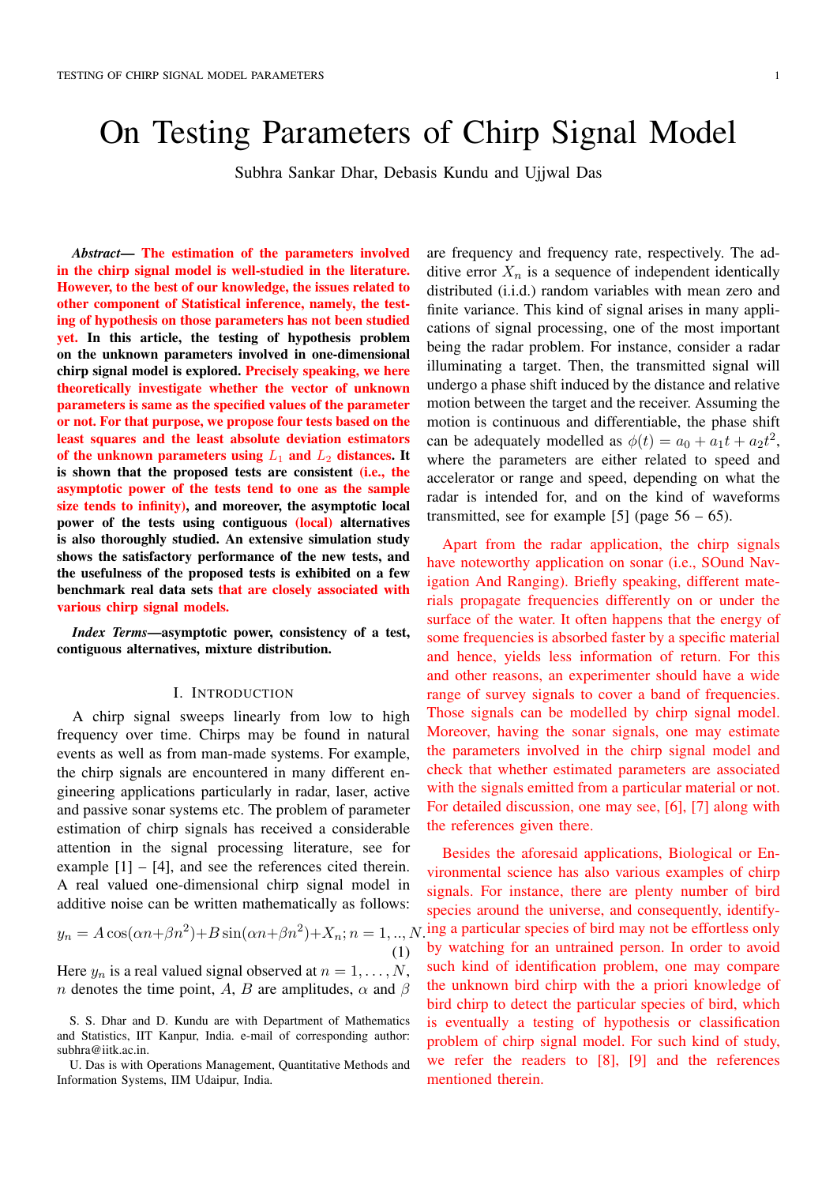# On Testing Parameters of Chirp Signal Model

Subhra Sankar Dhar, Debasis Kundu and Ujjwal Das

***Abstract*— The estimation of the parameters involved in the chirp signal model is well-studied in the literature. However, to the best of our knowledge, the issues related to other component of Statistical inference, namely, the testing of hypothesis on those parameters has not been studied yet. In this article, the testing of hypothesis problem on the unknown parameters involved in one-dimensional chirp signal model is explored. Precisely speaking, we here theoretically investigate whether the vector of unknown parameters is same as the specified values of the parameter or not. For that purpose, we propose four tests based on the least squares and the least absolute deviation estimators of the unknown parameters using $L_1$ and $L_2$ distances. It is shown that the proposed tests are consistent (i.e., the asymptotic power of the tests tend to one as the sample size tends to infinity), and moreover, the asymptotic local power of the tests using contiguous (local) alternatives is also thoroughly studied. An extensive simulation study shows the satisfactory performance of the new tests, and the usefulness of the proposed tests is exhibited on a few benchmark real data sets that are closely associated with various chirp signal models.**

***Index Terms*—asymptotic power, consistency of a test, contiguous alternatives, mixture distribution.**

## I. Introduction

A chirp signal sweeps linearly from low to high frequency over time. Chirps may be found in natural events as well as from man-made systems. For example, the chirp signals are encountered in many different engineering applications particularly in radar, laser, active and passive sonar systems etc. The problem of parameter estimation of chirp signals has received a considerable attention in the signal processing literature, see for example [1] – [4], and see the references cited therein. A real valued one-dimensional chirp signal model in additive noise can be written mathematically as follows:

$$y_n = A\cos(\alpha n + \beta n^2) + B\sin(\alpha n + \beta n^2) + X_n; n = 1, .., N. \quad (1)$$

Here $y_n$ is a real valued signal observed at $n = 1, \ldots, N$, $n$ denotes the time point, $A$, $B$ are amplitudes, $\alpha$ and $\beta$ are frequency and frequency rate, respectively. The additive error $X_n$ is a sequence of independent identically distributed (i.i.d.) random variables with mean zero and finite variance. This kind of signal arises in many applications of signal processing, one of the most important being the radar problem. For instance, consider a radar illuminating a target. Then, the transmitted signal will undergo a phase shift induced by the distance and relative motion between the target and the receiver. Assuming the motion is continuous and differentiable, the phase shift can be adequately modelled as $\phi(t) = a_0 + a_1 t + a_2 t^2$, where the parameters are either related to speed and accelerator or range and speed, depending on what the radar is intended for, and on the kind of waveforms transmitted, see for example [5] (page 56 – 65).

Apart from the radar application, the chirp signals have noteworthy application on sonar (i.e., SOund Navigation And Ranging). Briefly speaking, different materials propagate frequencies differently on or under the surface of the water. It often happens that the energy of some frequencies is absorbed faster by a specific material and hence, yields less information of return. For this and other reasons, an experimenter should have a wide range of survey signals to cover a band of frequencies. Those signals can be modelled by chirp signal model. Moreover, having the sonar signals, one may estimate the parameters involved in the chirp signal model and check that whether estimated parameters are associated with the signals emitted from a particular material or not. For detailed discussion, one may see, [6], [7] along with the references given there.

Besides the aforesaid applications, Biological or Environmental science has also various examples of chirp signals. For instance, there are plenty number of bird species around the universe, and consequently, identifying a particular species of bird may not be effortless only by watching for an untrained person. In order to avoid such kind of identification problem, one may compare the unknown bird chirp with the a priori knowledge of bird chirp to detect the particular species of bird, which is eventually a testing of hypothesis or classification problem of chirp signal model. For such kind of study, we refer the readers to [8], [9] and the references mentioned therein.

S. S. Dhar and D. Kundu are with Department of Mathematics and Statistics, IIT Kanpur, India. e-mail of corresponding author: subhra@iitk.ac.in.

U. Das is with Operations Management, Quantitative Methods and Information Systems, IIM Udaipur, India.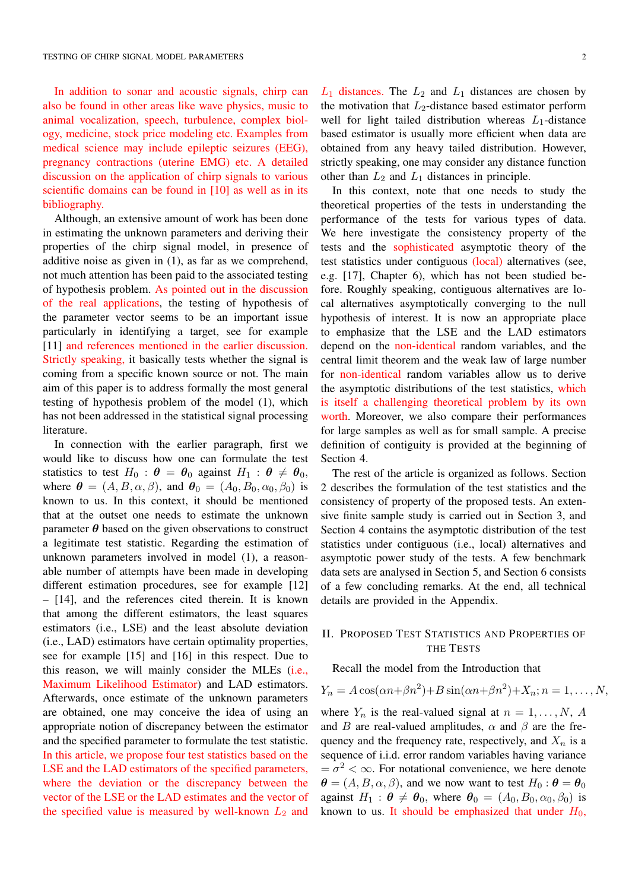In addition to sonar and acoustic signals, chirp can also be found in other areas like wave physics, music to animal vocalization, speech, turbulence, complex biology, medicine, stock price modeling etc. Examples from medical science may include epileptic seizures (EEG), pregnancy contractions (uterine EMG) etc. A detailed discussion on the application of chirp signals to various scientific domains can be found in [10] as well as in its bibliography.

Although, an extensive amount of work has been done in estimating the unknown parameters and deriving their properties of the chirp signal model, in presence of additive noise as given in (1), as far as we comprehend, not much attention has been paid to the associated testing of hypothesis problem. As pointed out in the discussion of the real applications, the testing of hypothesis of the parameter vector seems to be an important issue particularly in identifying a target, see for example [11] and references mentioned in the earlier discussion. Strictly speaking, it basically tests whether the signal is coming from a specific known source or not. The main aim of this paper is to address formally the most general testing of hypothesis problem of the model (1), which has not been addressed in the statistical signal processing literature.

In connection with the earlier paragraph, first we would like to discuss how one can formulate the test statistics to test $H_0 : \boldsymbol{\theta} = \boldsymbol{\theta}_0$ against $H_1 : \boldsymbol{\theta} \neq \boldsymbol{\theta}_0$, where $\boldsymbol{\theta} = (A, B, \alpha, \beta)$, and $\boldsymbol{\theta}_0 = (A_0, B_0, \alpha_0, \beta_0)$ is known to us. In this context, it should be mentioned that at the outset one needs to estimate the unknown parameter $\boldsymbol{\theta}$ based on the given observations to construct a legitimate test statistic. Regarding the estimation of unknown parameters involved in model (1), a reasonable number of attempts have been made in developing different estimation procedures, see for example [12] – [14], and the references cited therein. It is known that among the different estimators, the least squares estimators (i.e., LSE) and the least absolute deviation (i.e., LAD) estimators have certain optimality properties, see for example [15] and [16] in this respect. Due to this reason, we will mainly consider the MLEs (i.e., Maximum Likelihood Estimator) and LAD estimators. Afterwards, once estimate of the unknown parameters are obtained, one may conceive the idea of using an appropriate notion of discrepancy between the estimator and the specified parameter to formulate the test statistic. In this article, we propose four test statistics based on the LSE and the LAD estimators of the specified parameters, where the deviation or the discrepancy between the vector of the LSE or the LAD estimates and the vector of the specified value is measured by well-known $L_2$ and $L_1$ distances. The $L_2$ and $L_1$ distances are chosen by the motivation that $L_2$-distance based estimator perform well for light tailed distribution whereas $L_1$-distance based estimator is usually more efficient when data are obtained from any heavy tailed distribution. However, strictly speaking, one may consider any distance function other than $L_2$ and $L_1$ distances in principle.

In this context, note that one needs to study the theoretical properties of the tests in understanding the performance of the tests for various types of data. We here investigate the consistency property of the tests and the sophisticated asymptotic theory of the test statistics under contiguous (local) alternatives (see, e.g. [17], Chapter 6), which has not been studied before. Roughly speaking, contiguous alternatives are local alternatives asymptotically converging to the null hypothesis of interest. It is now an appropriate place to emphasize that the LSE and the LAD estimators depend on the non-identical random variables, and the central limit theorem and the weak law of large number for non-identical random variables allow us to derive the asymptotic distributions of the test statistics, which is itself a challenging theoretical problem by its own worth. Moreover, we also compare their performances for large samples as well as for small sample. A precise definition of contiguity is provided at the beginning of Section 4.

The rest of the article is organized as follows. Section 2 describes the formulation of the test statistics and the consistency of property of the proposed tests. An extensive finite sample study is carried out in Section 3, and Section 4 contains the asymptotic distribution of the test statistics under contiguous (i.e., local) alternatives and asymptotic power study of the tests. A few benchmark data sets are analysed in Section 5, and Section 6 consists of a few concluding remarks. At the end, all technical details are provided in the Appendix.

## II. Proposed Test Statistics and Properties of the Tests

Recall the model from the Introduction that

$$Y_n = A\cos(\alpha n + \beta n^2) + B\sin(\alpha n + \beta n^2) + X_n; n = 1, \ldots, N,$$

where $Y_n$ is the real-valued signal at $n = 1, \ldots, N$, $A$ and $B$ are real-valued amplitudes, $\alpha$ and $\beta$ are the frequency and the frequency rate, respectively, and $X_n$ is a sequence of i.i.d. error random variables having variance $= \sigma^2 < \infty$. For notational convenience, we here denote $\boldsymbol{\theta} = (A, B, \alpha, \beta)$, and we now want to test $H_0 : \boldsymbol{\theta} = \boldsymbol{\theta}_0$ against $H_1 : \boldsymbol{\theta} \neq \boldsymbol{\theta}_0$, where $\boldsymbol{\theta}_0 = (A_0, B_0, \alpha_0, \beta_0)$ is known to us. It should be emphasized that under $H_0$,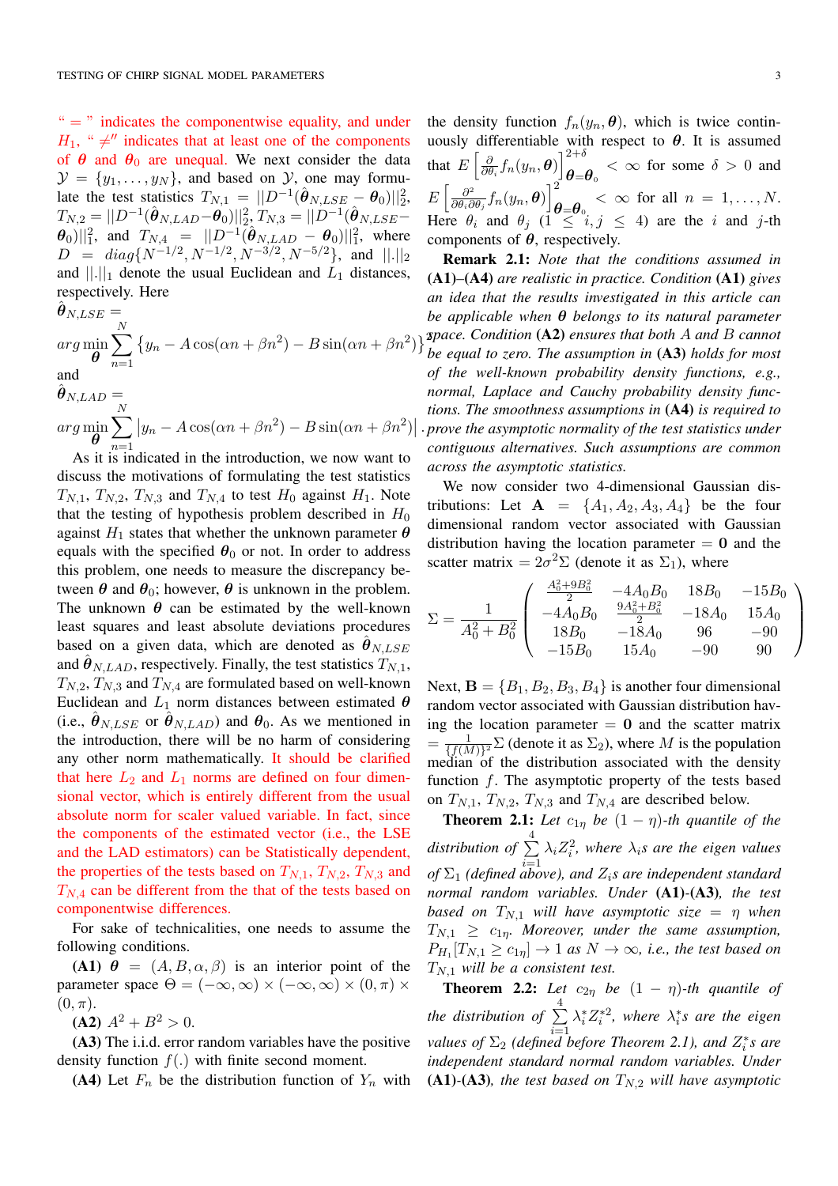" = " indicates the componentwise equality, and under $H_1$, " $\neq$" indicates that at least one of the components of $\boldsymbol{\theta}$ and $\boldsymbol{\theta}_0$ are unequal. We next consider the data $\mathcal{Y} = \{y_1, \ldots, y_N\}$, and based on $\mathcal{Y}$, one may formulate the test statistics $T_{N,1} = ||D^{-1}(\hat{\boldsymbol{\theta}}_{N,LSE} - \boldsymbol{\theta}_0)||_2^2$, $T_{N,2} = ||D^{-1}(\hat{\boldsymbol{\theta}}_{N,LAD} - \boldsymbol{\theta}_0)||_2^2$, $T_{N,3} = ||D^{-1}(\hat{\boldsymbol{\theta}}_{N,LSE} - \boldsymbol{\theta}_0)||_1^2$, and $T_{N,4} = ||D^{-1}(\hat{\boldsymbol{\theta}}_{N,LAD} - \boldsymbol{\theta}_0)||_1^2$, where $D = diag\{N^{-1/2}, N^{-1/2}, N^{-3/2}, N^{-5/2}\}$, and $||.||_2$ and $||.||_1$ denote the usual Euclidean and $L_1$ distances, respectively. Here

$$\hat{\boldsymbol{\theta}}_{N,LSE} = \arg\min_{\boldsymbol{\theta}} \sum_{n=1}^{N} \left\{y_n - A\cos(\alpha n + \beta n^2) - B\sin(\alpha n + \beta n^2)\right\}^2$$

and

$$\hat{\boldsymbol{\theta}}_{N,LAD} = \arg\min_{\boldsymbol{\theta}} \sum_{n=1}^{N} \left|y_n - A\cos(\alpha n + \beta n^2) - B\sin(\alpha n + \beta n^2)\right|.$$

As it is indicated in the introduction, we now want to discuss the motivations of formulating the test statistics $T_{N,1}$, $T_{N,2}$, $T_{N,3}$ and $T_{N,4}$ to test $H_0$ against $H_1$. Note that the testing of hypothesis problem described in $H_0$ against $H_1$ states that whether the unknown parameter $\boldsymbol{\theta}$ equals with the specified $\boldsymbol{\theta}_0$ or not. In order to address this problem, one needs to measure the discrepancy between $\boldsymbol{\theta}$ and $\boldsymbol{\theta}_0$; however, $\boldsymbol{\theta}$ is unknown in the problem. The unknown $\boldsymbol{\theta}$ can be estimated by the well-known least squares and least absolute deviations procedures based on a given data, which are denoted as $\hat{\boldsymbol{\theta}}_{N,LSE}$ and $\hat{\boldsymbol{\theta}}_{N,LAD}$, respectively. Finally, the test statistics $T_{N,1}$, $T_{N,2}$, $T_{N,3}$ and $T_{N,4}$ are formulated based on well-known Euclidean and $L_1$ norm distances between estimated $\boldsymbol{\theta}$ (i.e., $\hat{\boldsymbol{\theta}}_{N,LSE}$ or $\hat{\boldsymbol{\theta}}_{N,LAD}$) and $\boldsymbol{\theta}_0$. As we mentioned in the introduction, there will be no harm of considering any other norm mathematically. It should be clarified that here $L_2$ and $L_1$ norms are defined on four dimensional vector, which is entirely different from the usual absolute norm for scaler valued variable. In fact, since the components of the estimated vector (i.e., the LSE and the LAD estimators) can be Statistically dependent, the properties of the tests based on $T_{N,1}$, $T_{N,2}$, $T_{N,3}$ and $T_{N,4}$ can be different from the that of the tests based on componentwise differences.

For sake of technicalities, one needs to assume the following conditions.

**(A1)** $\boldsymbol{\theta} = (A, B, \alpha, \beta)$ is an interior point of the parameter space $\Theta = (-\infty, \infty) \times (-\infty, \infty) \times (0, \pi) \times (0, \pi)$.

**(A2)** $A^2 + B^2 > 0$.

**(A3)** The i.i.d. error random variables have the positive density function $f(.)$ with finite second moment.

**(A4)** Let $F_n$ be the distribution function of $Y_n$ with the density function $f_n(y_n, \boldsymbol{\theta})$, which is twice continuously differentiable with respect to $\boldsymbol{\theta}$. It is assumed that $E\left[\frac{\partial}{\partial \theta_i} f_n(y_n, \boldsymbol{\theta})\right]^{2+\delta}_{\boldsymbol{\theta}=\boldsymbol{\theta}_0} < \infty$ for some $\delta > 0$ and $E\left[\frac{\partial^2}{\partial \theta_i \partial \theta_j} f_n(y_n, \boldsymbol{\theta})\right]^2_{\boldsymbol{\theta}=\boldsymbol{\theta}_0} < \infty$ for all $n = 1, \ldots, N$. Here $\theta_i$ and $\theta_j$ $(1 \leq i, j \leq 4)$ are the $i$ and $j$-th components of $\boldsymbol{\theta}$, respectively.

**Remark 2.1:** *Note that the conditions assumed in* **(A1)**–**(A4)** *are realistic in practice. Condition* **(A1)** *gives an idea that the results investigated in this article can be applicable when $\boldsymbol{\theta}$ belongs to its natural parameter space. Condition* **(A2)** *ensures that both $A$ and $B$ cannot be equal to zero. The assumption in* **(A3)** *holds for most of the well-known probability density functions, e.g., normal, Laplace and Cauchy probability density functions. The smoothness assumptions in* **(A4)** *is required to prove the asymptotic normality of the test statistics under contiguous alternatives. Such assumptions are common across the asymptotic statistics.*

We now consider two 4-dimensional Gaussian distributions: Let $\mathbf{A} = \{A_1, A_2, A_3, A_4\}$ be the four dimensional random vector associated with Gaussian distribution having the location parameter $= \mathbf{0}$ and the scatter matrix $= 2\sigma^2\Sigma$ (denote it as $\Sigma_1$), where

$$\Sigma = \frac{1}{A_0^2 + B_0^2}\begin{pmatrix} \frac{A_0^2+9B_0^2}{2} & -4A_0B_0 & 18B_0 & -15B_0 \\ -4A_0B_0 & \frac{9A_0^2+B_0^2}{2} & -18A_0 & 15A_0 \\ 18B_0 & -18A_0 & 96 & -90 \\ -15B_0 & 15A_0 & -90 & 90 \end{pmatrix}$$

Next, $\mathbf{B} = \{B_1, B_2, B_3, B_4\}$ is another four dimensional random vector associated with Gaussian distribution having the location parameter $= \mathbf{0}$ and the scatter matrix $= \frac{1}{\{f(M)\}^2}\Sigma$ (denote it as $\Sigma_2$), where $M$ is the population median of the distribution associated with the density function $f$. The asymptotic property of the tests based on $T_{N,1}$, $T_{N,2}$, $T_{N,3}$ and $T_{N,4}$ are described below.

**Theorem 2.1:** *Let $c_{1\eta}$ be $(1-\eta)$-th quantile of the distribution of $\sum_{i=1}^{4} \lambda_i Z_i^2$, where $\lambda_i$s are the eigen values of $\Sigma_1$ (defined above), and $Z_i$s are independent standard normal random variables. Under* **(A1)**-**(A3)***, the test based on $T_{N,1}$ will have asymptotic size $= \eta$ when $T_{N,1} \geq c_{1\eta}$. Moreover, under the same assumption, $P_{H_1}[T_{N,1} \geq c_{1\eta}] \to 1$ as $N \to \infty$, i.e., the test based on $T_{N,1}$ will be a consistent test.*

**Theorem 2.2:** *Let $c_{2\eta}$ be $(1-\eta)$-th quantile of the distribution of $\sum_{i=1}^{4} \lambda_i^* Z_i^{*2}$, where $\lambda_i^*$s are the eigen values of $\Sigma_2$ (defined before Theorem 2.1), and $Z_i^*$s are independent standard normal random variables. Under* **(A1)**-**(A3)***, the test based on $T_{N,2}$ will have asymptotic*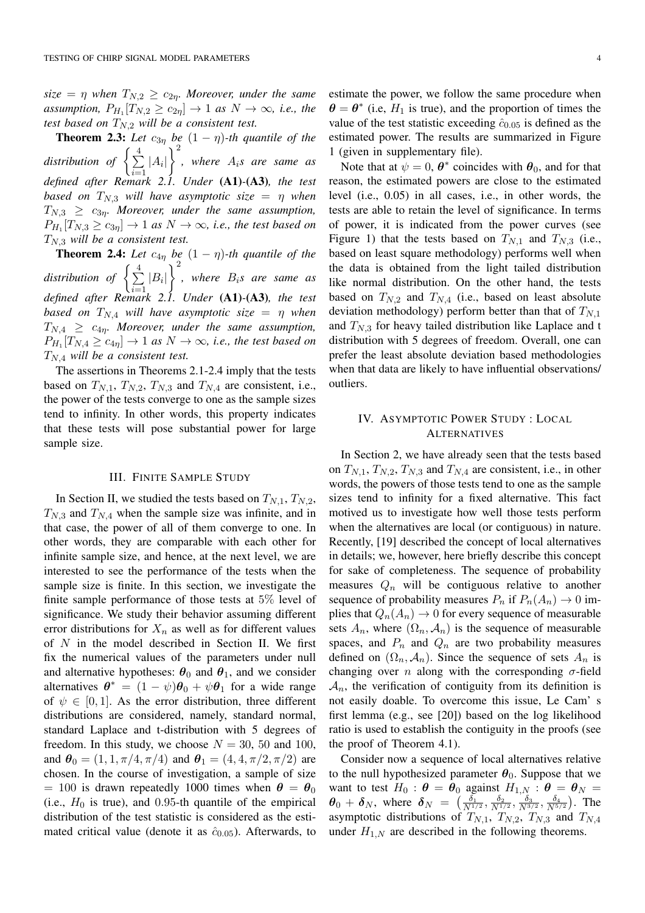*size* $= \eta$ *when* $T_{N,2} \geq c_{2\eta}$. *Moreover, under the same assumption,* $P_{H_1}[T_{N,2} \geq c_{2\eta}] \to 1$ *as* $N \to \infty$, *i.e., the test based on* $T_{N,2}$ *will be a consistent test.*

**Theorem 2.3:** *Let* $c_{3\eta}$ *be* $(1-\eta)$*-th quantile of the distribution of* $\left\{\sum_{i=1}^{4} |A_i|\right\}^2$, *where* $A_i$*s are same as defined after Remark 2.1. Under* **(A1)**-**(A3)**, *the test based on* $T_{N,3}$ *will have asymptotic size* $= \eta$ *when* $T_{N,3} \geq c_{3\eta}$. *Moreover, under the same assumption,* $P_{H_1}[T_{N,3} \geq c_{3\eta}] \to 1$ *as* $N \to \infty$, *i.e., the test based on* $T_{N,3}$ *will be a consistent test.*

**Theorem 2.4:** *Let* $c_{4\eta}$ *be* $(1-\eta)$*-th quantile of the distribution of* $\left\{\sum_{i=1}^{4} |B_i|\right\}^2$, *where* $B_i$*s are same as defined after Remark 2.1. Under* **(A1)**-**(A3)**, *the test based on* $T_{N,4}$ *will have asymptotic size* $= \eta$ *when* $T_{N,4} \geq c_{4\eta}$. *Moreover, under the same assumption,* $P_{H_1}[T_{N,4} \geq c_{4\eta}] \to 1$ *as* $N \to \infty$, *i.e., the test based on* $T_{N,4}$ *will be a consistent test.*

The assertions in Theorems 2.1-2.4 imply that the tests based on $T_{N,1}$, $T_{N,2}$, $T_{N,3}$ and $T_{N,4}$ are consistent, i.e., the power of the tests converge to one as the sample sizes tend to infinity. In other words, this property indicates that these tests will pose substantial power for large sample size.

## III. Finite Sample Study

In Section II, we studied the tests based on $T_{N,1}$, $T_{N,2}$, $T_{N,3}$ and $T_{N,4}$ when the sample size was infinite, and in that case, the power of all of them converge to one. In other words, they are comparable with each other for infinite sample size, and hence, at the next level, we are interested to see the performance of the tests when the sample size is finite. In this section, we investigate the finite sample performance of those tests at 5% level of significance. We study their behavior assuming different error distributions for $X_n$ as well as for different values of $N$ in the model described in Section II. We first fix the numerical values of the parameters under null and alternative hypotheses: $\boldsymbol{\theta}_0$ and $\boldsymbol{\theta}_1$, and we consider alternatives $\boldsymbol{\theta}^* = (1-\psi)\boldsymbol{\theta}_0 + \psi\boldsymbol{\theta}_1$ for a wide range of $\psi \in [0, 1]$. As the error distribution, three different distributions are considered, namely, standard normal, standard Laplace and t-distribution with 5 degrees of freedom. In this study, we choose $N = 30$, 50 and 100, and $\boldsymbol{\theta}_0 = (1, 1, \pi/4, \pi/4)$ and $\boldsymbol{\theta}_1 = (4, 4, \pi/2, \pi/2)$ are chosen. In the course of investigation, a sample of size $= 100$ is drawn repeatedly 1000 times when $\boldsymbol{\theta} = \boldsymbol{\theta}_0$ (i.e., $H_0$ is true), and 0.95-th quantile of the empirical distribution of the test statistic is considered as the estimated critical value (denote it as $\hat{c}_{0.05}$). Afterwards, to estimate the power, we follow the same procedure when $\boldsymbol{\theta} = \boldsymbol{\theta}^*$ (i.e, $H_1$ is true), and the proportion of times the value of the test statistic exceeding $\hat{c}_{0.05}$ is defined as the estimated power. The results are summarized in Figure 1 (given in supplementary file).

Note that at $\psi = 0$, $\boldsymbol{\theta}^*$ coincides with $\boldsymbol{\theta}_0$, and for that reason, the estimated powers are close to the estimated level (i.e., 0.05) in all cases, i.e., in other words, the tests are able to retain the level of significance. In terms of power, it is indicated from the power curves (see Figure 1) that the tests based on $T_{N,1}$ and $T_{N,3}$ (i.e., based on least square methodology) performs well when the data is obtained from the light tailed distribution like normal distribution. On the other hand, the tests based on $T_{N,2}$ and $T_{N,4}$ (i.e., based on least absolute deviation methodology) perform better than that of $T_{N,1}$ and $T_{N,3}$ for heavy tailed distribution like Laplace and t distribution with 5 degrees of freedom. Overall, one can prefer the least absolute deviation based methodologies when that data are likely to have influential observations/ outliers.

## IV. Asymptotic Power Study : Local Alternatives

In Section 2, we have already seen that the tests based on $T_{N,1}$, $T_{N,2}$, $T_{N,3}$ and $T_{N,4}$ are consistent, i.e., in other words, the powers of those tests tend to one as the sample sizes tend to infinity for a fixed alternative. This fact motived us to investigate how well those tests perform when the alternatives are local (or contiguous) in nature. Recently, [19] described the concept of local alternatives in details; we, however, here briefly describe this concept for sake of completeness. The sequence of probability measures $Q_n$ will be contiguous relative to another sequence of probability measures $P_n$ if $P_n(A_n) \to 0$ implies that $Q_n(A_n) \to 0$ for every sequence of measurable sets $A_n$, where $(\Omega_n, \mathcal{A}_n)$ is the sequence of measurable spaces, and $P_n$ and $Q_n$ are two probability measures defined on $(\Omega_n, \mathcal{A}_n)$. Since the sequence of sets $A_n$ is changing over $n$ along with the corresponding $\sigma$-field $\mathcal{A}_n$, the verification of contiguity from its definition is not easily doable. To overcome this issue, Le Cam' s first lemma (e.g., see [20]) based on the log likelihood ratio is used to establish the contiguity in the proofs (see the proof of Theorem 4.1).

Consider now a sequence of local alternatives relative to the null hypothesized parameter $\boldsymbol{\theta}_0$. Suppose that we want to test $H_0 : \boldsymbol{\theta} = \boldsymbol{\theta}_0$ against $H_{1,N} : \boldsymbol{\theta} = \boldsymbol{\theta}_N = \boldsymbol{\theta}_0 + \boldsymbol{\delta}_N$, where $\boldsymbol{\delta}_N = \left(\frac{\delta_1}{N^{1/2}}, \frac{\delta_2}{N^{1/2}}, \frac{\delta_3}{N^{3/2}}, \frac{\delta_4}{N^{5/2}}\right)$. The asymptotic distributions of $T_{N,1}$, $T_{N,2}$, $T_{N,3}$ and $T_{N,4}$ under $H_{1,N}$ are described in the following theorems.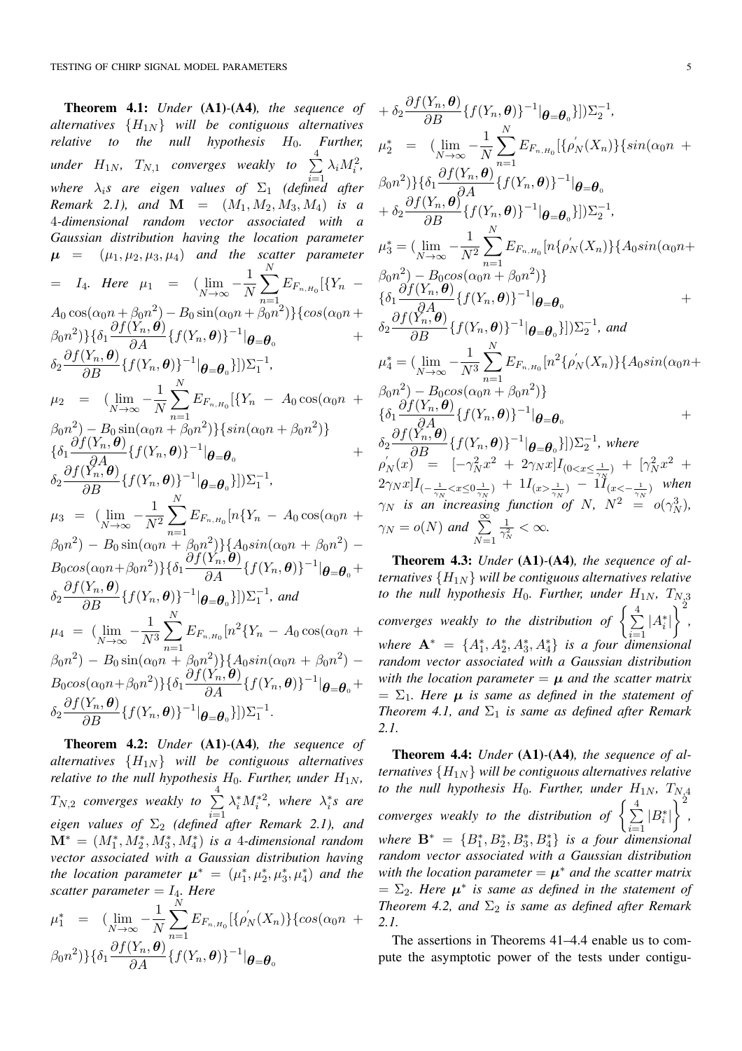**Theorem 4.1:** *Under* **(A1)**-**(A4)***, the sequence of alternatives* $\{H_{1N}\}$ *will be contiguous alternatives relative to the null hypothesis* $H_0$*. Further, under* $H_{1N}$*,* $T_{N,1}$ *converges weakly to* $\sum_{i=1}^{4} \lambda_i M_i^2$*, where* $\lambda_i$*s are eigen values of* $\Sigma_1$ *(defined after Remark 2.1), and* $\mathbf{M} = (M_1, M_2, M_3, M_4)$ *is a* 4*-dimensional random vector associated with a Gaussian distribution having the location parameter* $\boldsymbol{\mu} = (\mu_1, \mu_2, \mu_3, \mu_4)$ *and the scatter parameter* $= I_4$*. Here* $\mu_1 = (\lim_{N\to\infty} -\frac{1}{N}\sum_{n=1}^{N} E_{F_{n,H_0}}[\{Y_n - A_0\cos(\alpha_0 n+\beta_0 n^2) - B_0\sin(\alpha_0 n+\beta_0 n^2)\}\{cos(\alpha_0 n+\beta_0 n^2)\}\{\delta_1\frac{\partial f(Y_n,\boldsymbol{\theta})}{\partial A}\{f(Y_n,\boldsymbol{\theta})\}^{-1}|_{\boldsymbol{\theta}=\boldsymbol{\theta}_0} + \delta_2\frac{\partial f(Y_n,\boldsymbol{\theta})}{\partial B}\{f(Y_n,\boldsymbol{\theta})\}^{-1}|_{\boldsymbol{\theta}=\boldsymbol{\theta}_0}\}])\Sigma_1^{-1}$,
$\mu_2 = (\lim_{N\to\infty} -\frac{1}{N}\sum_{n=1}^{N} E_{F_{n,H_0}}[\{Y_n - A_0\cos(\alpha_0 n+\beta_0 n^2) - B_0\sin(\alpha_0 n+\beta_0 n^2)\}\{sin(\alpha_0 n+\beta_0 n^2)\}\{\delta_1\frac{\partial f(Y_n,\boldsymbol{\theta})}{\partial A}\{f(Y_n,\boldsymbol{\theta})\}^{-1}|_{\boldsymbol{\theta}=\boldsymbol{\theta}_0} + \delta_2\frac{\partial f(Y_n,\boldsymbol{\theta})}{\partial B}\{f(Y_n,\boldsymbol{\theta})\}^{-1}|_{\boldsymbol{\theta}=\boldsymbol{\theta}_0}\}])\Sigma_1^{-1}$,
$\mu_3 = (\lim_{N\to\infty} -\frac{1}{N^2}\sum_{n=1}^{N} E_{F_{n,H_0}}[n\{Y_n - A_0\cos(\alpha_0 n+\beta_0 n^2) - B_0\sin(\alpha_0 n+\beta_0 n^2)\}\{A_0 sin(\alpha_0 n+\beta_0 n^2) - B_0 cos(\alpha_0 n+\beta_0 n^2)\}\{\delta_1\frac{\partial f(Y_n,\boldsymbol{\theta})}{\partial A}\{f(Y_n,\boldsymbol{\theta})\}^{-1}|_{\boldsymbol{\theta}=\boldsymbol{\theta}_0} + \delta_2\frac{\partial f(Y_n,\boldsymbol{\theta})}{\partial B}\{f(Y_n,\boldsymbol{\theta})\}^{-1}|_{\boldsymbol{\theta}=\boldsymbol{\theta}_0}\}])\Sigma_1^{-1}$*, and*
$\mu_4 = (\lim_{N\to\infty} -\frac{1}{N^3}\sum_{n=1}^{N} E_{F_{n,H_0}}[n^2\{Y_n - A_0\cos(\alpha_0 n+\beta_0 n^2) - B_0\sin(\alpha_0 n+\beta_0 n^2)\}\{A_0 sin(\alpha_0 n+\beta_0 n^2) - B_0 cos(\alpha_0 n+\beta_0 n^2)\}\{\delta_1\frac{\partial f(Y_n,\boldsymbol{\theta})}{\partial A}\{f(Y_n,\boldsymbol{\theta})\}^{-1}|_{\boldsymbol{\theta}=\boldsymbol{\theta}_0} + \delta_2\frac{\partial f(Y_n,\boldsymbol{\theta})}{\partial B}\{f(Y_n,\boldsymbol{\theta})\}^{-1}|_{\boldsymbol{\theta}=\boldsymbol{\theta}_0}\}])\Sigma_1^{-1}$.

**Theorem 4.2:** *Under* **(A1)**-**(A4)***, the sequence of alternatives* $\{H_{1N}\}$ *will be contiguous alternatives relative to the null hypothesis* $H_0$*. Further, under* $H_{1N}$*,* $T_{N,2}$ *converges weakly to* $\sum_{i=1}^{4} \lambda_i^* M_i^{*2}$*, where* $\lambda_i^*$*s are eigen values of* $\Sigma_2$ *(defined after Remark 2.1), and* $\mathbf{M}^* = (M_1^*, M_2^*, M_3^*, M_4^*)$ *is a* 4*-dimensional random vector associated with a Gaussian distribution having the location parameter* $\boldsymbol{\mu}^* = (\mu_1^*, \mu_2^*, \mu_3^*, \mu_4^*)$ *and the scatter parameter* $= I_4$*. Here*
$\mu_1^* = (\lim_{N\to\infty} -\frac{1}{N}\sum_{n=1}^{N} E_{F_{n,H_0}}[\{\rho_N^{'}(X_n)\}\{cos(\alpha_0 n+\beta_0 n^2)\}\{\delta_1\frac{\partial f(Y_n,\boldsymbol{\theta})}{\partial A}\{f(Y_n,\boldsymbol{\theta})\}^{-1}|_{\boldsymbol{\theta}=\boldsymbol{\theta}_0} + \delta_2\frac{\partial f(Y_n,\boldsymbol{\theta})}{\partial B}\{f(Y_n,\boldsymbol{\theta})\}^{-1}|_{\boldsymbol{\theta}=\boldsymbol{\theta}_0}\}])\Sigma_2^{-1}$,
$\mu_2^* = (\lim_{N\to\infty} -\frac{1}{N}\sum_{n=1}^{N} E_{F_{n,H_0}}[\{\rho_N^{'}(X_n)\}\{sin(\alpha_0 n+\beta_0 n^2)\}\{\delta_1\frac{\partial f(Y_n,\boldsymbol{\theta})}{\partial A}\{f(Y_n,\boldsymbol{\theta})\}^{-1}|_{\boldsymbol{\theta}=\boldsymbol{\theta}_0} + \delta_2\frac{\partial f(Y_n,\boldsymbol{\theta})}{\partial B}\{f(Y_n,\boldsymbol{\theta})\}^{-1}|_{\boldsymbol{\theta}=\boldsymbol{\theta}_0}\}])\Sigma_2^{-1}$,
$\mu_3^* = (\lim_{N\to\infty} -\frac{1}{N^2}\sum_{n=1}^{N} E_{F_{n,H_0}}[n\{\rho_N^{'}(X_n)\}\{A_0 sin(\alpha_0 n+\beta_0 n^2) - B_0 cos(\alpha_0 n+\beta_0 n^2)\}\{\delta_1\frac{\partial f(Y_n,\boldsymbol{\theta})}{\partial A}\{f(Y_n,\boldsymbol{\theta})\}^{-1}|_{\boldsymbol{\theta}=\boldsymbol{\theta}_0} + \delta_2\frac{\partial f(Y_n,\boldsymbol{\theta})}{\partial B}\{f(Y_n,\boldsymbol{\theta})\}^{-1}|_{\boldsymbol{\theta}=\boldsymbol{\theta}_0}\}])\Sigma_2^{-1}$*, and*
$\mu_4^* = (\lim_{N\to\infty} -\frac{1}{N^3}\sum_{n=1}^{N} E_{F_{n,H_0}}[n^2\{\rho_N^{'}(X_n)\}\{A_0 sin(\alpha_0 n+\beta_0 n^2) - B_0 cos(\alpha_0 n+\beta_0 n^2)\}\{\delta_1\frac{\partial f(Y_n,\boldsymbol{\theta})}{\partial A}\{f(Y_n,\boldsymbol{\theta})\}^{-1}|_{\boldsymbol{\theta}=\boldsymbol{\theta}_0} + \delta_2\frac{\partial f(Y_n,\boldsymbol{\theta})}{\partial B}\{f(Y_n,\boldsymbol{\theta})\}^{-1}|_{\boldsymbol{\theta}=\boldsymbol{\theta}_0}\}])\Sigma_2^{-1}$*, where* $\rho_N^{'}(x) = [-\gamma_N^2 x^2 + 2\gamma_N x]I_{(0<x\leq\frac{1}{\gamma_N})} + [\gamma_N^2 x^2 + 2\gamma_N x]I_{(-\frac{1}{\gamma_N}<x\leq 0\frac{1}{\gamma_N})} + 1I_{(x>\frac{1}{\gamma_N})} - 1I_{(x<-\frac{1}{\gamma_N})}$ *when* $\gamma_N$ *is an increasing function of* $N$*,* $N^2 = o(\gamma_N^3)$*,* $\gamma_N = o(N)$ *and* $\sum_{N=1}^{\infty}\frac{1}{\gamma_N^2} < \infty$*.*

**Theorem 4.3:** *Under* **(A1)**-**(A4)***, the sequence of alternatives* $\{H_{1N}\}$ *will be contiguous alternatives relative to the null hypothesis* $H_0$*. Further, under* $H_{1N}$*,* $T_{N,3}$ *converges weakly to the distribution of* $\left\{\sum_{i=1}^{4}|A_i^*|\right\}^2$*, where* $\mathbf{A}^* = \{A_1^*, A_2^*, A_3^*, A_4^*\}$ *is a four dimensional random vector associated with a Gaussian distribution with the location parameter* $= \boldsymbol{\mu}$ *and the scatter matrix* $= \Sigma_1$*. Here* $\boldsymbol{\mu}$ *is same as defined in the statement of Theorem 4.1, and* $\Sigma_1$ *is same as defined after Remark 2.1.*

**Theorem 4.4:** *Under* **(A1)**-**(A4)***, the sequence of alternatives* $\{H_{1N}\}$ *will be contiguous alternatives relative to the null hypothesis* $H_0$*. Further, under* $H_{1N}$*,* $T_{N,4}$ *converges weakly to the distribution of* $\left\{\sum_{i=1}^{4}|B_i^*|\right\}^2$*, where* $\mathbf{B}^* = \{B_1^*, B_2^*, B_3^*, B_4^*\}$ *is a four dimensional random vector associated with a Gaussian distribution with the location parameter* $= \boldsymbol{\mu}^*$ *and the scatter matrix* $= \Sigma_2$*. Here* $\boldsymbol{\mu}^*$ *is same as defined in the statement of Theorem 4.2, and* $\Sigma_2$ *is same as defined after Remark 2.1.*

The assertions in Theorems 41–4.4 enable us to compute the asymptotic power of the tests under contigu-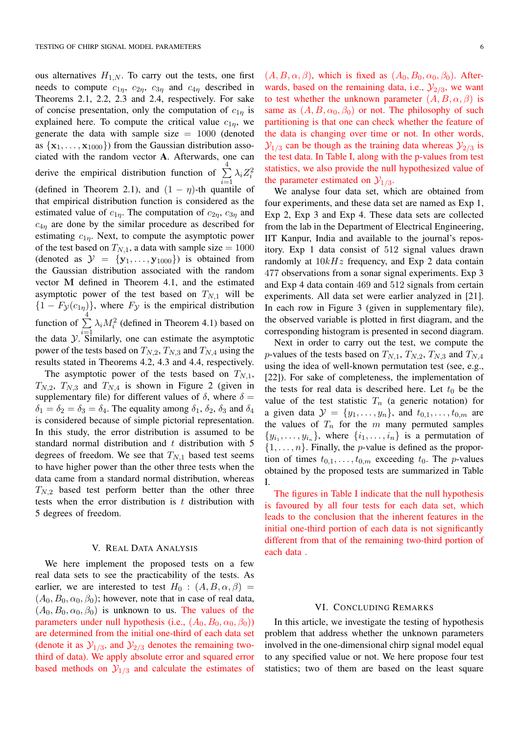ous alternatives $H_{1,N}$. To carry out the tests, one first needs to compute $c_{1\eta}$, $c_{2\eta}$, $c_{3\eta}$ and $c_{4\eta}$ described in Theorems 2.1, 2.2, 2.3 and 2.4, respectively. For sake of concise presentation, only the computation of $c_{1\eta}$ is explained here. To compute the critical value $c_{1\eta}$, we generate the data with sample size = 1000 (denoted as $\{\mathbf{x}_1, \ldots, \mathbf{x}_{1000}\}$) from the Gaussian distribution associated with the random vector $\mathbf{A}$. Afterwards, one can derive the empirical distribution function of $\sum_{i=1}^{4} \lambda_i Z_i^2$ (defined in Theorem 2.1), and $(1-\eta)$-th quantile of that empirical distribution function is considered as the estimated value of $c_{1\eta}$. The computation of $c_{2\eta}$, $c_{3\eta}$ and $c_{4\eta}$ are done by the similar procedure as described for estimating $c_{1\eta}$. Next, to compute the asymptotic power of the test based on $T_{N,1}$, a data with sample size = 1000 (denoted as $\mathcal{Y} = \{\mathbf{y}_1, \ldots, \mathbf{y}_{1000}\}$) is obtained from the Gaussian distribution associated with the random vector $\mathbf{M}$ defined in Theorem 4.1, and the estimated asymptotic power of the test based on $T_{N,1}$ will be $\{1 - F_{\mathcal{Y}}(c_{1\eta})\}$, where $F_{\mathcal{Y}}$ is the empirical distribution function of $\sum_{i=1}^{4} \lambda_i M_i^2$ (defined in Theorem 4.1) based on the data $\mathcal{Y}$. Similarly, one can estimate the asymptotic power of the tests based on $T_{N,2}$, $T_{N,3}$ and $T_{N,4}$ using the results stated in Theorems 4.2, 4.3 and 4.4, respectively.

The asymptotic power of the tests based on $T_{N,1}$, $T_{N,2}$, $T_{N,3}$ and $T_{N,4}$ is shown in Figure 2 (given in supplementary file) for different values of $\delta$, where $\delta = \delta_1 = \delta_2 = \delta_3 = \delta_4$. The equality among $\delta_1$, $\delta_2$, $\delta_3$ and $\delta_4$ is considered because of simple pictorial representation. In this study, the error distribution is assumed to be standard normal distribution and $t$ distribution with 5 degrees of freedom. We see that $T_{N,1}$ based test seems to have higher power than the other three tests when the data came from a standard normal distribution, whereas $T_{N,2}$ based test perform better than the other three tests when the error distribution is $t$ distribution with 5 degrees of freedom.

## V. Real Data Analysis

We here implement the proposed tests on a few real data sets to see the practicability of the tests. As earlier, we are interested to test $H_0 : (A, B, \alpha, \beta) = (A_0, B_0, \alpha_0, \beta_0)$; however, note that in case of real data, $(A_0, B_0, \alpha_0, \beta_0)$ is unknown to us. The values of the parameters under null hypothesis (i.e., $(A_0, B_0, \alpha_0, \beta_0)$) are determined from the initial one-third of each data set (denote it as $\mathcal{Y}_{1/3}$, and $\mathcal{Y}_{2/3}$ denotes the remaining two-third of data). We apply absolute error and squared error based methods on $\mathcal{Y}_{1/3}$ and calculate the estimates of $(A, B, \alpha, \beta)$, which is fixed as $(A_0, B_0, \alpha_0, \beta_0)$. Afterwards, based on the remaining data, i.e., $\mathcal{Y}_{2/3}$, we want to test whether the unknown parameter $(A, B, \alpha, \beta)$ is same as $(A, B, \alpha_0, \beta_0)$ or not. The philosophy of such partitioning is that one can check whether the feature of the data is changing over time or not. In other words, $\mathcal{Y}_{1/3}$ can be though as the training data whereas $\mathcal{Y}_{2/3}$ is the test data. In Table I, along with the p-values from test statistics, we also provide the null hypothesized value of the parameter estimated on $\mathcal{Y}_{1/3}$.

We analyse four data set, which are obtained from four experiments, and these data set are named as Exp 1, Exp 2, Exp 3 and Exp 4. These data sets are collected from the lab in the Department of Electrical Engineering, IIT Kanpur, India and available to the journal's repository. Exp 1 data consist of 512 signal values drawn randomly at $10kHz$ frequency, and Exp 2 data contain 477 observations from a sonar signal experiments. Exp 3 and Exp 4 data contain 469 and 512 signals from certain experiments. All data set were earlier analyzed in [21]. In each row in Figure 3 (given in supplementary file), the observed variable is plotted in first diagram, and the corresponding histogram is presented in second diagram.

Next in order to carry out the test, we compute the $p$-values of the tests based on $T_{N,1}$, $T_{N,2}$, $T_{N,3}$ and $T_{N,4}$ using the idea of well-known permutation test (see, e.g., [22]). For sake of completeness, the implementation of the tests for real data is described here. Let $t_0$ be the value of the test statistic $T_n$ (a generic notation) for a given data $\mathcal{Y} = \{y_1, \ldots, y_n\}$, and $t_{0,1}, \ldots, t_{0,m}$ are the values of $T_n$ for the $m$ many permuted samples $\{y_{i_1}, \ldots, y_{i_n}\}$, where $\{i_1, \ldots, i_n\}$ is a permutation of $\{1, \ldots, n\}$. Finally, the $p$-value is defined as the proportion of times $t_{0,1}, \ldots, t_{0,m}$ exceeding $t_0$. The $p$-values obtained by the proposed tests are summarized in Table I.

The figures in Table I indicate that the null hypothesis is favoured by all four tests for each data set, which leads to the conclusion that the inherent features in the initial one-third portion of each data is not significantly different from that of the remaining two-third portion of each data .

## VI. Concluding Remarks

In this article, we investigate the testing of hypothesis problem that address whether the unknown parameters involved in the one-dimensional chirp signal model equal to any specified value or not. We here propose four test statistics; two of them are based on the least square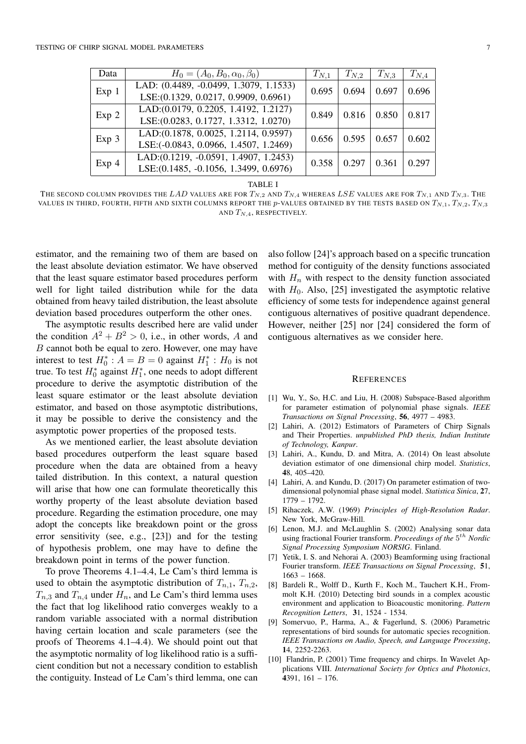| Data | $H_0 = (A_0, B_0, \alpha_0, \beta_0)$ | $T_{N,1}$ | $T_{N,2}$ | $T_{N,3}$ | $T_{N,4}$ |
|---|---|---|---|---|---|
| Exp 1 | LAD: (0.4489, -0.0499, 1.3079, 1.1533) LSE:(0.1329, 0.0217, 0.9909, 0.6961) | 0.695 | 0.694 | 0.697 | 0.696 |
| Exp 2 | LAD:(0.0179, 0.2205, 1.4192, 1.2127) LSE:(0.0283, 0.1727, 1.3312, 1.0270) | 0.849 | 0.816 | 0.850 | 0.817 |
| Exp 3 | LAD:(0.1878, 0.0025, 1.2114, 0.9597) LSE:(-0.0843, 0.0966, 1.4507, 1.2469) | 0.656 | 0.595 | 0.657 | 0.602 |
| Exp 4 | LAD:(0.1219, -0.0591, 1.4907, 1.2453) LSE:(0.1485, -0.1056, 1.3499, 0.6976) | 0.358 | 0.297 | 0.361 | 0.297 |

TABLE I

THE SECOND COLUMN PROVIDES THE $LAD$ VALUES ARE FOR $T_{N,2}$ AND $T_{N,4}$ WHEREAS $LSE$ VALUES ARE FOR $T_{N,1}$ AND $T_{N,3}$. THE VALUES IN THIRD, FOURTH, FIFTH AND SIXTH COLUMNS REPORT THE $p$-VALUES OBTAINED BY THE TESTS BASED ON $T_{N,1}$, $T_{N,2}$, $T_{N,3}$ AND $T_{N,4}$, RESPECTIVELY.

estimator, and the remaining two of them are based on the least absolute deviation estimator. We have observed that the least square estimator based procedures perform well for light tailed distribution while for the data obtained from heavy tailed distribution, the least absolute deviation based procedures outperform the other ones.

The asymptotic results described here are valid under the condition $A^2 + B^2 > 0$, i.e., in other words, $A$ and $B$ cannot both be equal to zero. However, one may have interest to test $H_0^* : A = B = 0$ against $H_1^* : H_0$ is not true. To test $H_0^*$ against $H_1^*$, one needs to adopt different procedure to derive the asymptotic distribution of the least square estimator or the least absolute deviation estimator, and based on those asymptotic distributions, it may be possible to derive the consistency and the asymptotic power properties of the proposed tests.

As we mentioned earlier, the least absolute deviation based procedures outperform the least square based procedure when the data are obtained from a heavy tailed distribution. In this context, a natural question will arise that how one can formulate theoretically this worthy property of the least absolute deviation based procedure. Regarding the estimation procedure, one may adopt the concepts like breakdown point or the gross error sensitivity (see, e.g., [23]) and for the testing of hypothesis problem, one may have to define the breakdown point in terms of the power function.

To prove Theorems 4.1–4.4, Le Cam's third lemma is used to obtain the asymptotic distribution of $T_{n,1}$, $T_{n,2}$, $T_{n,3}$ and $T_{n,4}$ under $H_n$, and Le Cam's third lemma uses the fact that log likelihood ratio converges weakly to a random variable associated with a normal distribution having certain location and scale parameters (see the proofs of Theorems 4.1–4.4). We should point out that the asymptotic normality of log likelihood ratio is a sufficient condition but not a necessary condition to establish the contiguity. Instead of Le Cam's third lemma, one can also follow [24]'s approach based on a specific truncation method for contiguity of the density functions associated with $H_n$ with respect to the density function associated with $H_0$. Also, [25] investigated the asymptotic relative efficiency of some tests for independence against general contiguous alternatives of positive quadrant dependence. However, neither [25] nor [24] considered the form of contiguous alternatives as we consider here.

## REFERENCES

[1] Wu, Y., So, H.C. and Liu, H. (2008) Subspace-Based algorithm for parameter estimation of polynomial phase signals. *IEEE Transactions on Signal Processing*, **56**, 4977 – 4983.

[2] Lahiri, A. (2012) Estimators of Parameters of Chirp Signals and Their Properties. *unpublished PhD thesis, Indian Institute of Technology, Kanpur*.

[3] Lahiri, A., Kundu, D. and Mitra, A. (2014) On least absolute deviation estimator of one dimensional chirp model. *Statistics*, **4**8, 405–420.

[4] Lahiri, A. and Kundu, D. (2017) On parameter estimation of two-dimensional polynomial phase signal model. *Statistica Sinica*, **2**7, 1779 – 1792.

[5] Rihaczek, A.W. (1969) *Principles of High-Resolution Radar*. New York, McGraw-Hill.

[6] Lenon, M.J. and McLaughlin S. (2002) Analysing sonar data using fractional Fourier transform. *Proceedings of the* $5^{th}$ *Nordic Signal Processing Symposium NORSIG*. Finland.

[7] Yetik, I. S. and Nehorai A. (2003) Beamforming using fractional Fourier transform. *IEEE Transactions on Signal Processing*, **5**1, 1663 – 1668.

[8] Bardeli R., Wolff D., Kurth F., Koch M., Tauchert K.H., Frommolt K.H. (2010) Detecting bird sounds in a complex acoustic environment and application to Bioacoustic monitoring. *Pattern Recognition Letters*, **3**1, 1524 - 1534.

[9] Somervuo, P., Harma, A., & Fagerlund, S. (2006) Parametric representations of bird sounds for automatic species recognition. *IEEE Transactions on Audio, Speech, and Language Processing*, **1**4, 2252-2263.

[10] Flandrin, P. (2001) Time frequency and chirps. In Wavelet Applications VIII. *International Society for Optics and Photonics*, **4**391, 161 – 176.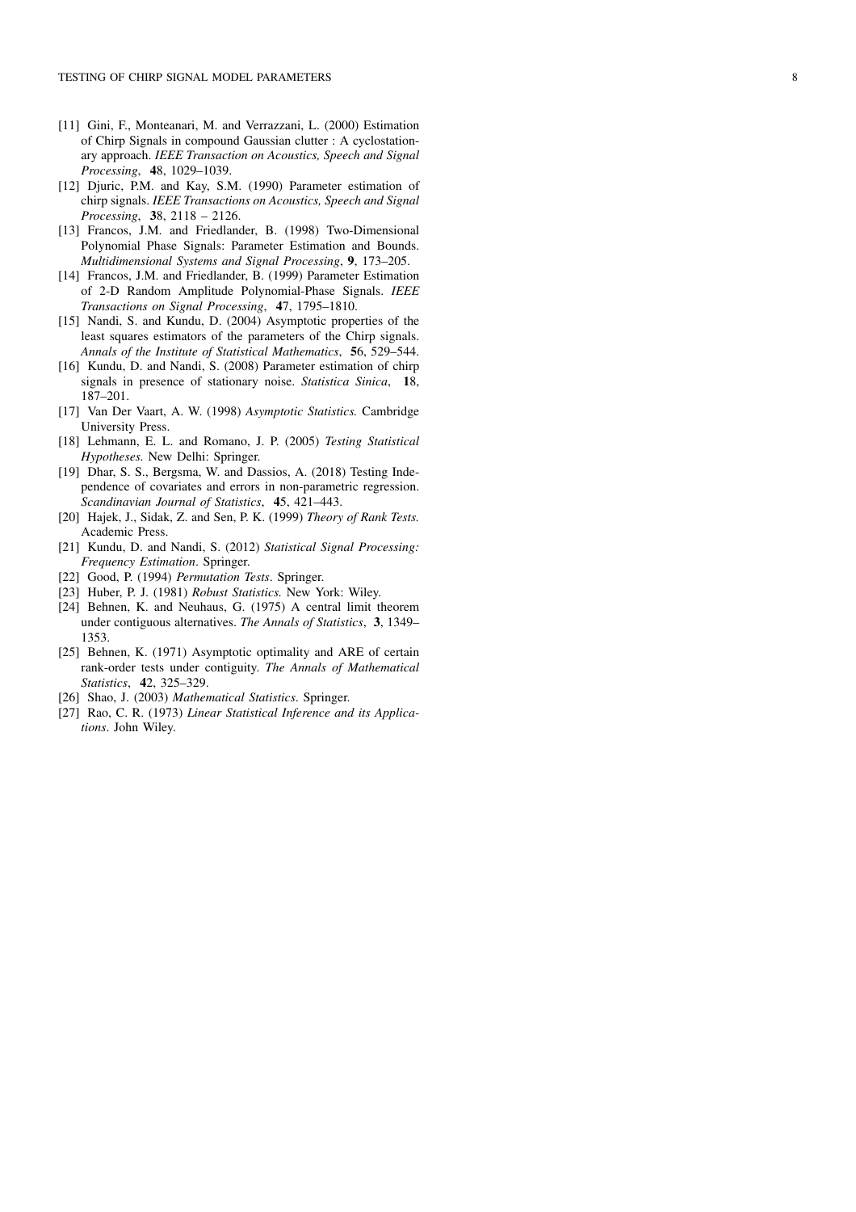[11] Gini, F., Monteanari, M. and Verrazzani, L. (2000) Estimation of Chirp Signals in compound Gaussian clutter : A cyclostationary approach. *IEEE Transaction on Acoustics, Speech and Signal Processing*, **4**8, 1029–1039.

[12] Djuric, P.M. and Kay, S.M. (1990) Parameter estimation of chirp signals. *IEEE Transactions on Acoustics, Speech and Signal Processing*, **3**8, 2118 – 2126.

[13] Francos, J.M. and Friedlander, B. (1998) Two-Dimensional Polynomial Phase Signals: Parameter Estimation and Bounds. *Multidimensional Systems and Signal Processing*, **9**, 173–205.

[14] Francos, J.M. and Friedlander, B. (1999) Parameter Estimation of 2-D Random Amplitude Polynomial-Phase Signals. *IEEE Transactions on Signal Processing*, **4**7, 1795–1810.

[15] Nandi, S. and Kundu, D. (2004) Asymptotic properties of the least squares estimators of the parameters of the Chirp signals. *Annals of the Institute of Statistical Mathematics*, **5**6, 529–544.

[16] Kundu, D. and Nandi, S. (2008) Parameter estimation of chirp signals in presence of stationary noise. *Statistica Sinica*, **1**8, 187–201.

[17] Van Der Vaart, A. W. (1998) *Asymptotic Statistics.* Cambridge University Press.

[18] Lehmann, E. L. and Romano, J. P. (2005) *Testing Statistical Hypotheses.* New Delhi: Springer.

[19] Dhar, S. S., Bergsma, W. and Dassios, A. (2018) Testing Independence of covariates and errors in non-parametric regression. *Scandinavian Journal of Statistics*, **4**5, 421–443.

[20] Hajek, J., Sidak, Z. and Sen, P. K. (1999) *Theory of Rank Tests.* Academic Press.

[21] Kundu, D. and Nandi, S. (2012) *Statistical Signal Processing: Frequency Estimation*. Springer.

[22] Good, P. (1994) *Permutation Tests*. Springer.

[23] Huber, P. J. (1981) *Robust Statistics.* New York: Wiley.

[24] Behnen, K. and Neuhaus, G. (1975) A central limit theorem under contiguous alternatives. *The Annals of Statistics*, **3**, 1349–1353.

[25] Behnen, K. (1971) Asymptotic optimality and ARE of certain rank-order tests under contiguity. *The Annals of Mathematical Statistics*, **4**2, 325–329.

[26] Shao, J. (2003) *Mathematical Statistics*. Springer.

[27] Rao, C. R. (1973) *Linear Statistical Inference and its Applications*. John Wiley.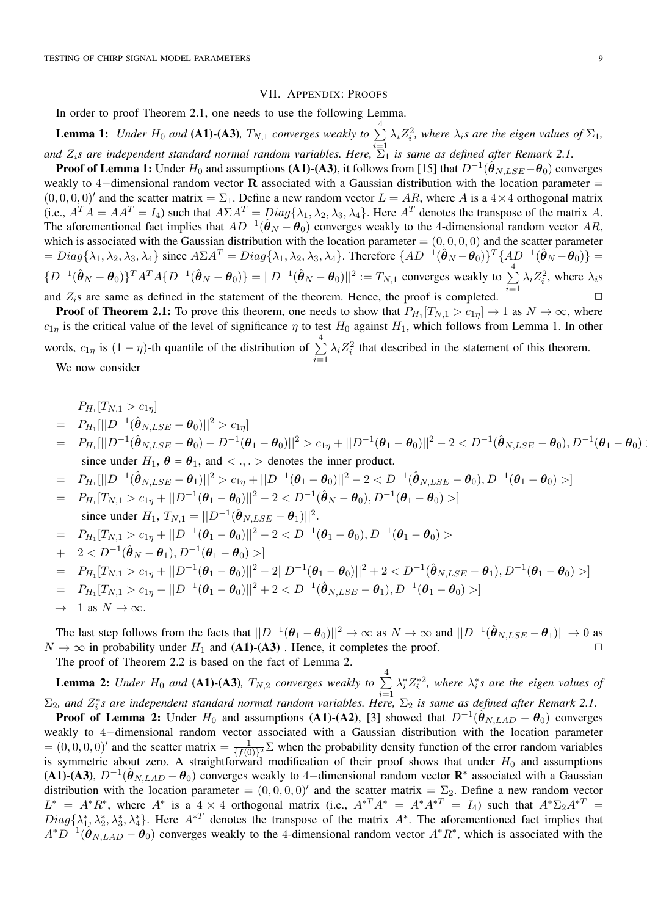## VII. Appendix: Proofs

In order to proof Theorem 2.1, one needs to use the following Lemma.

**Lemma 1:** *Under $H_0$ and* **(A1)-(A3)***, $T_{N,1}$ converges weakly to $\sum_{i=1}^{4} \lambda_i Z_i^2$, where $\lambda_i$s are the eigen values of $\Sigma_1$, and $Z_i$s are independent standard normal random variables. Here, $\Sigma_1$ is same as defined after Remark 2.1.*

**Proof of Lemma 1:** Under $H_0$ and assumptions **(A1)-(A3)**, it follows from [15] that $D^{-1}(\hat{\boldsymbol{\theta}}_{N,LSE} - \boldsymbol{\theta}_0)$ converges weakly to 4−dimensional random vector $\mathbf{R}$ associated with a Gaussian distribution with the location parameter $= (0,0,0,0)'$ and the scatter matrix $= \Sigma_1$. Define a new random vector $L = AR$, where $A$ is a $4\times 4$ orthogonal matrix (i.e., $A^TA = AA^T = I_4$) such that $A\Sigma A^T = Diag\{\lambda_1, \lambda_2, \lambda_3, \lambda_4\}$. Here $A^T$ denotes the transpose of the matrix $A$. The aforementioned fact implies that $AD^{-1}(\hat{\boldsymbol{\theta}}_N - \boldsymbol{\theta}_0)$ converges weakly to the 4-dimensional random vector $AR$, which is associated with the Gaussian distribution with the location parameter $= (0,0,0,0)$ and the scatter parameter $= Diag\{\lambda_1, \lambda_2, \lambda_3, \lambda_4\}$ since $A\Sigma A^T = Diag\{\lambda_1, \lambda_2, \lambda_3, \lambda_4\}$. Therefore $\{AD^{-1}(\hat{\boldsymbol{\theta}}_N - \boldsymbol{\theta}_0)\}^T\{AD^{-1}(\hat{\boldsymbol{\theta}}_N - \boldsymbol{\theta}_0)\} = \{D^{-1}(\hat{\boldsymbol{\theta}}_N - \boldsymbol{\theta}_0)\}^T A^T A\{D^{-1}(\hat{\boldsymbol{\theta}}_N - \boldsymbol{\theta}_0)\} = ||D^{-1}(\hat{\boldsymbol{\theta}}_N - \boldsymbol{\theta}_0)||^2 := T_{N,1}$ converges weakly to $\sum_{i=1}^{4} \lambda_i Z_i^2$, where $\lambda_i$s and $Z_i$s are same as defined in the statement of the theorem. Hence, the proof is completed. $\square$

**Proof of Theorem 2.1:** To prove this theorem, one needs to show that $P_{H_1}[T_{N,1} > c_{1\eta}] \to 1$ as $N \to \infty$, where $c_{1\eta}$ is the critical value of the level of significance $\eta$ to test $H_0$ against $H_1$, which follows from Lemma 1. In other words, $c_{1\eta}$ is $(1-\eta)$-th quantile of the distribution of $\sum_{i=1}^{4} \lambda_i Z_i^2$ that described in the statement of this theorem.

We now consider

$$
\begin{aligned}
& P_{H_1}[T_{N,1} > c_{1\eta}] \\
= \; & P_{H_1}[||D^{-1}(\hat{\boldsymbol{\theta}}_{N,LSE} - \boldsymbol{\theta}_0)||^2 > c_{1\eta}] \\
= \; & P_{H_1}[||D^{-1}(\hat{\boldsymbol{\theta}}_{N,LSE} - \boldsymbol{\theta}_0) - D^{-1}(\boldsymbol{\theta}_1 - \boldsymbol{\theta}_0)||^2 > c_{1\eta} + ||D^{-1}(\boldsymbol{\theta}_1 - \boldsymbol{\theta}_0)||^2 - 2 < D^{-1}(\hat{\boldsymbol{\theta}}_{N,LSE} - \boldsymbol{\theta}_0), D^{-1}(\boldsymbol{\theta}_1 - \boldsymbol{\theta}_0) >] \\
& \text{since under } H_1,\ \boldsymbol{\theta} = \boldsymbol{\theta}_1, \text{ and } <.,.> \text{ denotes the inner product.} \\
= \; & P_{H_1}[||D^{-1}(\hat{\boldsymbol{\theta}}_{N,LSE} - \boldsymbol{\theta}_1)||^2 > c_{1\eta} + ||D^{-1}(\boldsymbol{\theta}_1 - \boldsymbol{\theta}_0)||^2 - 2 < D^{-1}(\hat{\boldsymbol{\theta}}_{N,LSE} - \boldsymbol{\theta}_0), D^{-1}(\boldsymbol{\theta}_1 - \boldsymbol{\theta}_0) >] \\
= \; & P_{H_1}[T_{N,1} > c_{1\eta} + ||D^{-1}(\boldsymbol{\theta}_1 - \boldsymbol{\theta}_0)||^2 - 2 < D^{-1}(\hat{\boldsymbol{\theta}}_N - \boldsymbol{\theta}_0), D^{-1}(\boldsymbol{\theta}_1 - \boldsymbol{\theta}_0) >] \\
& \text{since under } H_1,\ T_{N,1} = ||D^{-1}(\hat{\boldsymbol{\theta}}_{N,LSE} - \boldsymbol{\theta}_1)||^2. \\
= \; & P_{H_1}[T_{N,1} > c_{1\eta} + ||D^{-1}(\boldsymbol{\theta}_1 - \boldsymbol{\theta}_0)||^2 - 2 < D^{-1}(\boldsymbol{\theta}_1 - \boldsymbol{\theta}_0), D^{-1}(\boldsymbol{\theta}_1 - \boldsymbol{\theta}_0) > \\
+ \; & 2 < D^{-1}(\hat{\boldsymbol{\theta}}_N - \boldsymbol{\theta}_1), D^{-1}(\boldsymbol{\theta}_1 - \boldsymbol{\theta}_0) >] \\
= \; & P_{H_1}[T_{N,1} > c_{1\eta} + ||D^{-1}(\boldsymbol{\theta}_1 - \boldsymbol{\theta}_0)||^2 - 2||D^{-1}(\boldsymbol{\theta}_1 - \boldsymbol{\theta}_0)||^2 + 2 < D^{-1}(\hat{\boldsymbol{\theta}}_{N,LSE} - \boldsymbol{\theta}_1), D^{-1}(\boldsymbol{\theta}_1 - \boldsymbol{\theta}_0) >] \\
= \; & P_{H_1}[T_{N,1} > c_{1\eta} - ||D^{-1}(\boldsymbol{\theta}_1 - \boldsymbol{\theta}_0)||^2 + 2 < D^{-1}(\hat{\boldsymbol{\theta}}_{N,LSE} - \boldsymbol{\theta}_1), D^{-1}(\boldsymbol{\theta}_1 - \boldsymbol{\theta}_0) >] \\
\to \; & 1 \text{ as } N \to \infty.
\end{aligned}
$$

The last step follows from the facts that $||D^{-1}(\boldsymbol{\theta}_1 - \boldsymbol{\theta}_0)||^2 \to \infty$ as $N \to \infty$ and $||D^{-1}(\hat{\boldsymbol{\theta}}_{N,LSE} - \boldsymbol{\theta}_1)|| \to 0$ as $N \to \infty$ in probability under $H_1$ and **(A1)-(A3)** . Hence, it completes the proof. $\square$

The proof of Theorem 2.2 is based on the fact of Lemma 2.

**Lemma 2:** *Under $H_0$ and* **(A1)-(A3)***, $T_{N,2}$ converges weakly to $\sum_{i=1}^{4} \lambda_i^* Z_i^{*2}$, where $\lambda_i^*$s are the eigen values of $\Sigma_2$, and $Z_i^*$s are independent standard normal random variables. Here, $\Sigma_2$ is same as defined after Remark 2.1.*

**Proof of Lemma 2:** Under $H_0$ and assumptions **(A1)-(A2)**, [3] showed that $D^{-1}(\hat{\boldsymbol{\theta}}_{N,LAD} - \boldsymbol{\theta}_0)$ converges weakly to 4−dimensional random vector associated with a Gaussian distribution with the location parameter $= (0,0,0,0)'$ and the scatter matrix $= \frac{1}{\{f(0)\}^2}\Sigma$ when the probability density function of the error random variables is symmetric about zero. A straightforward modification of their proof shows that under $H_0$ and assumptions **(A1)-(A3)**, $D^{-1}(\hat{\boldsymbol{\theta}}_{N,LAD} - \boldsymbol{\theta}_0)$ converges weakly to 4−dimensional random vector $\mathbf{R}^*$ associated with a Gaussian distribution with the location parameter $= (0,0,0,0)'$ and the scatter matrix $= \Sigma_2$. Define a new random vector $L^* = A^*R^*$, where $A^*$ is a $4\times 4$ orthogonal matrix (i.e., $A^{*T}A^* = A^*A^{*T} = I_4$) such that $A^*\Sigma_2 A^{*T} = Diag\{\lambda_1^*, \lambda_2^*, \lambda_3^*, \lambda_4^*\}$. Here $A^{*T}$ denotes the transpose of the matrix $A^*$. The aforementioned fact implies that $A^*D^{-1}(\hat{\boldsymbol{\theta}}_{N,LAD} - \boldsymbol{\theta}_0)$ converges weakly to the 4-dimensional random vector $A^*R^*$, which is associated with the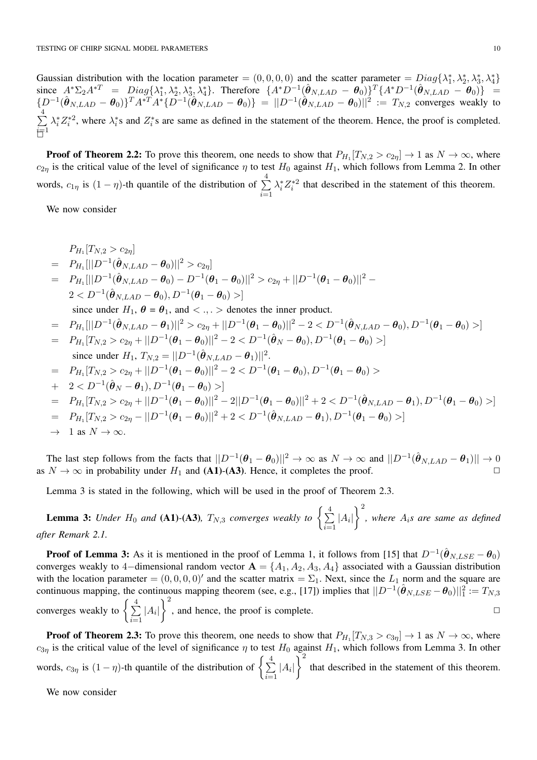Gaussian distribution with the location parameter $= (0, 0, 0, 0)$ and the scatter parameter $= Diag\{\lambda_1^*, \lambda_2^*, \lambda_3^*, \lambda_4^*\}$ since $A^*\Sigma_2 A^{*T} = Diag\{\lambda_1^*, \lambda_2^*, \lambda_3^*, \lambda_4^*\}$. Therefore $\{A^* D^{-1}(\hat{\boldsymbol{\theta}}_{N,LAD} - \boldsymbol{\theta}_0)\}^T \{A^* D^{-1}(\hat{\boldsymbol{\theta}}_{N,LAD} - \boldsymbol{\theta}_0)\} = \{D^{-1}(\hat{\boldsymbol{\theta}}_{N,LAD} - \boldsymbol{\theta}_0)\}^T A^{*T} A^* \{D^{-1}(\hat{\boldsymbol{\theta}}_{N,LAD} - \boldsymbol{\theta}_0)\} = ||D^{-1}(\hat{\boldsymbol{\theta}}_{N,LAD} - \boldsymbol{\theta}_0)||^2 := T_{N,2}$ converges weakly to $\sum_{i=1}^{4} \lambda_i^* Z_i^{*2}$, where $\lambda_i^*$s and $Z_i^*$s are same as defined in the statement of the theorem. Hence, the proof is completed. □

**Proof of Theorem 2.2:** To prove this theorem, one needs to show that $P_{H_1}[T_{N,2} > c_{2\eta}] \to 1$ as $N \to \infty$, where $c_{2\eta}$ is the critical value of the level of significance $\eta$ to test $H_0$ against $H_1$, which follows from Lemma 2. In other words, $c_{1\eta}$ is $(1-\eta)$-th quantile of the distribution of $\sum_{i=1}^{4} \lambda_i^* Z_i^{*2}$ that described in the statement of this theorem.

We now consider

$$
\begin{aligned}
& P_{H_1}[T_{N,2} > c_{2\eta}] \\
= \;& P_{H_1}[||D^{-1}(\hat{\boldsymbol{\theta}}_{N,LAD} - \boldsymbol{\theta}_0)||^2 > c_{2\eta}] \\
= \;& P_{H_1}[||D^{-1}(\hat{\boldsymbol{\theta}}_{N,LAD} - \boldsymbol{\theta}_0) - D^{-1}(\boldsymbol{\theta}_1 - \boldsymbol{\theta}_0)||^2 > c_{2\eta} + ||D^{-1}(\boldsymbol{\theta}_1 - \boldsymbol{\theta}_0)||^2 - \\
& 2 < D^{-1}(\hat{\boldsymbol{\theta}}_{N,LAD} - \boldsymbol{\theta}_0), D^{-1}(\boldsymbol{\theta}_1 - \boldsymbol{\theta}_0) >] \\
& \text{since under } H_1,\ \boldsymbol{\theta} = \boldsymbol{\theta}_1, \text{ and } < .,. > \text{ denotes the inner product.} \\
= \;& P_{H_1}[||D^{-1}(\hat{\boldsymbol{\theta}}_{N,LAD} - \boldsymbol{\theta}_1)||^2 > c_{2\eta} + ||D^{-1}(\boldsymbol{\theta}_1 - \boldsymbol{\theta}_0)||^2 - 2 < D^{-1}(\hat{\boldsymbol{\theta}}_{N,LAD} - \boldsymbol{\theta}_0), D^{-1}(\boldsymbol{\theta}_1 - \boldsymbol{\theta}_0) >] \\
= \;& P_{H_1}[T_{N,2} > c_{2\eta} + ||D^{-1}(\boldsymbol{\theta}_1 - \boldsymbol{\theta}_0)||^2 - 2 < D^{-1}(\hat{\boldsymbol{\theta}}_N - \boldsymbol{\theta}_0), D^{-1}(\boldsymbol{\theta}_1 - \boldsymbol{\theta}_0) >] \\
& \text{since under } H_1,\ T_{N,2} = ||D^{-1}(\hat{\boldsymbol{\theta}}_{N,LAD} - \boldsymbol{\theta}_1)||^2. \\
= \;& P_{H_1}[T_{N,2} > c_{2\eta} + ||D^{-1}(\boldsymbol{\theta}_1 - \boldsymbol{\theta}_0)||^2 - 2 < D^{-1}(\boldsymbol{\theta}_1 - \boldsymbol{\theta}_0), D^{-1}(\boldsymbol{\theta}_1 - \boldsymbol{\theta}_0) > \\
+ \;& 2 < D^{-1}(\hat{\boldsymbol{\theta}}_N - \boldsymbol{\theta}_1), D^{-1}(\boldsymbol{\theta}_1 - \boldsymbol{\theta}_0) >] \\
= \;& P_{H_1}[T_{N,2} > c_{2\eta} + ||D^{-1}(\boldsymbol{\theta}_1 - \boldsymbol{\theta}_0)||^2 - 2||D^{-1}(\boldsymbol{\theta}_1 - \boldsymbol{\theta}_0)||^2 + 2 < D^{-1}(\hat{\boldsymbol{\theta}}_{N,LAD} - \boldsymbol{\theta}_1), D^{-1}(\boldsymbol{\theta}_1 - \boldsymbol{\theta}_0) >] \\
= \;& P_{H_1}[T_{N,2} > c_{2\eta} - ||D^{-1}(\boldsymbol{\theta}_1 - \boldsymbol{\theta}_0)||^2 + 2 < D^{-1}(\hat{\boldsymbol{\theta}}_{N,LAD} - \boldsymbol{\theta}_1), D^{-1}(\boldsymbol{\theta}_1 - \boldsymbol{\theta}_0) >] \\
\to \;& 1 \text{ as } N \to \infty.
\end{aligned}
$$

The last step follows from the facts that $||D^{-1}(\boldsymbol{\theta}_1 - \boldsymbol{\theta}_0)||^2 \to \infty$ as $N \to \infty$ and $||D^{-1}(\hat{\boldsymbol{\theta}}_{N,LAD} - \boldsymbol{\theta}_1)|| \to 0$ as $N \to \infty$ in probability under $H_1$ and **(A1)**-**(A3)**. Hence, it completes the proof. □

Lemma 3 is stated in the following, which will be used in the proof of Theorem 2.3.

**Lemma 3:** *Under $H_0$ and* **(A1)**-**(A3)***, $T_{N,3}$ converges weakly to $\left\{\sum_{i=1}^{4} |A_i|\right\}^2$, where $A_i$s are same as defined after Remark 2.1.*

**Proof of Lemma 3:** As it is mentioned in the proof of Lemma 1, it follows from [15] that $D^{-1}(\hat{\boldsymbol{\theta}}_{N,LSE} - \boldsymbol{\theta}_0)$ converges weakly to 4−dimensional random vector $\mathbf{A} = \{A_1, A_2, A_3, A_4\}$ associated with a Gaussian distribution with the location parameter $= (0, 0, 0, 0)'$ and the scatter matrix $= \Sigma_1$. Next, since the $L_1$ norm and the square are continuous mapping, the continuous mapping theorem (see, e.g., [17]) implies that $||D^{-1}(\hat{\boldsymbol{\theta}}_{N,LSE} - \boldsymbol{\theta}_0)||_1^2 := T_{N,3}$ converges weakly to $\left\{\sum_{i=1}^{4} |A_i|\right\}^2$, and hence, the proof is complete. □

**Proof of Theorem 2.3:** To prove this theorem, one needs to show that $P_{H_1}[T_{N,3} > c_{3\eta}] \to 1$ as $N \to \infty$, where $c_{3\eta}$ is the critical value of the level of significance $\eta$ to test $H_0$ against $H_1$, which follows from Lemma 3. In other words, $c_{3\eta}$ is $(1-\eta)$-th quantile of the distribution of $\left\{\sum_{i=1}^{4} |A_i|\right\}^2$ that described in the statement of this theorem.

We now consider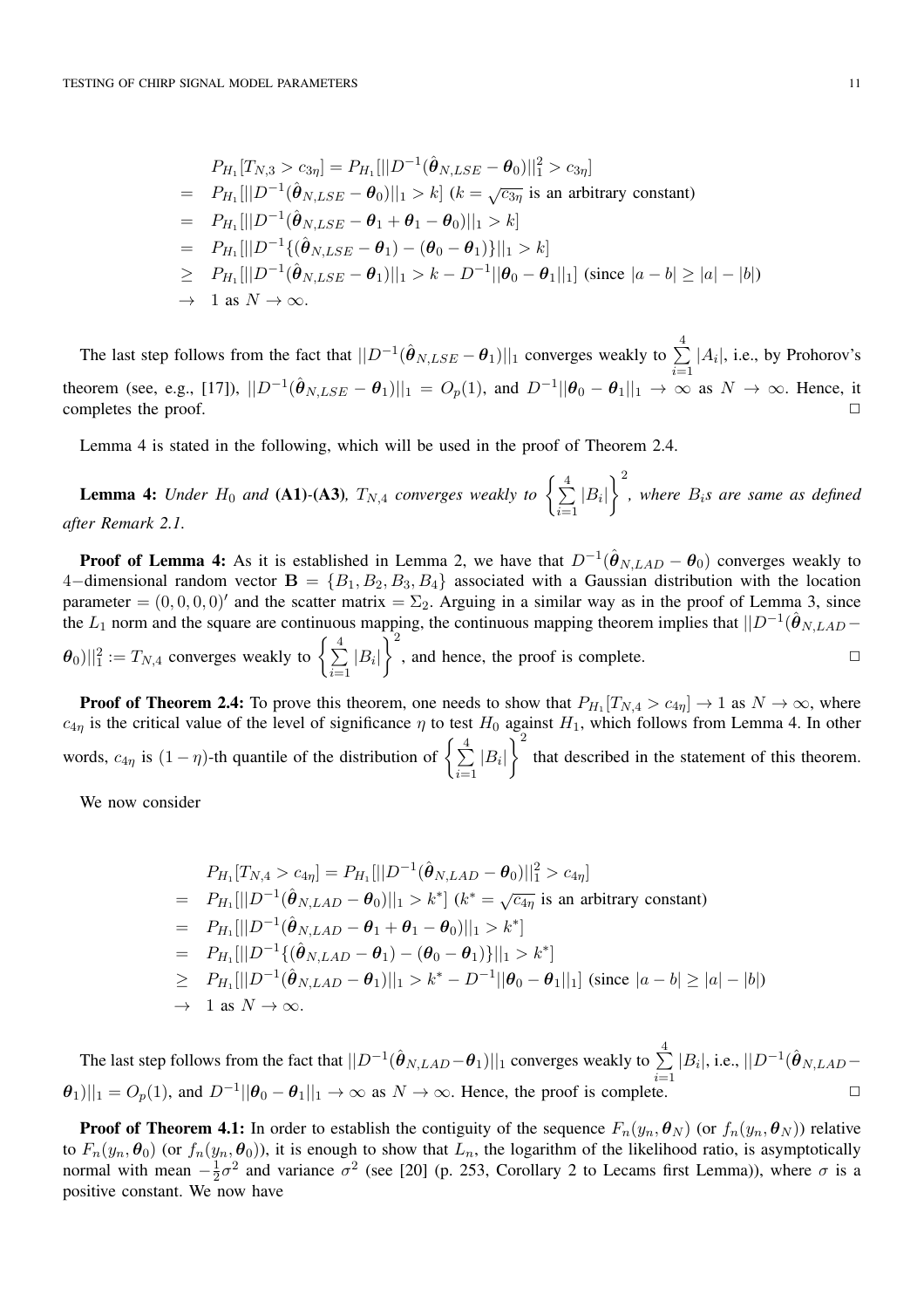$$
\begin{aligned}
& P_{H_1}[T_{N,3} > c_{3\eta}] = P_{H_1}[||D^{-1}(\hat{\boldsymbol{\theta}}_{N,LSE} - \boldsymbol{\theta}_0)||_1^2 > c_{3\eta}] \\
= \;& P_{H_1}[||D^{-1}(\hat{\boldsymbol{\theta}}_{N,LSE} - \boldsymbol{\theta}_0)||_1 > k] \;\; (k = \sqrt{c_{3\eta}} \text{ is an arbitrary constant}) \\
= \;& P_{H_1}[||D^{-1}(\hat{\boldsymbol{\theta}}_{N,LSE} - \boldsymbol{\theta}_1 + \boldsymbol{\theta}_1 - \boldsymbol{\theta}_0)||_1 > k] \\
= \;& P_{H_1}[||D^{-1}\{(\hat{\boldsymbol{\theta}}_{N,LSE} - \boldsymbol{\theta}_1) - (\boldsymbol{\theta}_0 - \boldsymbol{\theta}_1)\}||_1 > k] \\
\geq \;& P_{H_1}[||D^{-1}(\hat{\boldsymbol{\theta}}_{N,LSE} - \boldsymbol{\theta}_1)||_1 > k - D^{-1}||\boldsymbol{\theta}_0 - \boldsymbol{\theta}_1||_1] \;\; (\text{since } |a-b| \geq |a| - |b|) \\
\to \;& 1 \text{ as } N \to \infty.
\end{aligned}
$$

The last step follows from the fact that $||D^{-1}(\hat{\boldsymbol{\theta}}_{N,LSE} - \boldsymbol{\theta}_1)||_1$ converges weakly to $\sum_{i=1}^{4} |A_i|$, i.e., by Prohorov's theorem (see, e.g., [17]), $||D^{-1}(\hat{\boldsymbol{\theta}}_{N,LSE} - \boldsymbol{\theta}_1)||_1 = O_p(1)$, and $D^{-1}||\boldsymbol{\theta}_0 - \boldsymbol{\theta}_1||_1 \to \infty$ as $N \to \infty$. Hence, it completes the proof. $\square$

Lemma 4 is stated in the following, which will be used in the proof of Theorem 2.4.

**Lemma 4:** *Under $H_0$ and* **(A1)**-**(A3)***, $T_{N,4}$ converges weakly to $\left\{\sum_{i=1}^{4} |B_i|\right\}^2$, where $B_i$s are same as defined after Remark 2.1.*

**Proof of Lemma 4:** As it is established in Lemma 2, we have that $D^{-1}(\hat{\boldsymbol{\theta}}_{N,LAD} - \boldsymbol{\theta}_0)$ converges weakly to 4−dimensional random vector $\mathbf{B} = \{B_1, B_2, B_3, B_4\}$ associated with a Gaussian distribution with the location parameter $= (0, 0, 0, 0)'$ and the scatter matrix $= \Sigma_2$. Arguing in a similar way as in the proof of Lemma 3, since the $L_1$ norm and the square are continuous mapping, the continuous mapping theorem implies that $||D^{-1}(\hat{\boldsymbol{\theta}}_{N,LAD} - \boldsymbol{\theta}_0)||_1^2 := T_{N,4}$ converges weakly to $\left\{\sum_{i=1}^{4} |B_i|\right\}^2$, and hence, the proof is complete. $\square$

**Proof of Theorem 2.4:** To prove this theorem, one needs to show that $P_{H_1}[T_{N,4} > c_{4\eta}] \to 1$ as $N \to \infty$, where $c_{4\eta}$ is the critical value of the level of significance $\eta$ to test $H_0$ against $H_1$, which follows from Lemma 4. In other words, $c_{4\eta}$ is $(1-\eta)$-th quantile of the distribution of $\left\{\sum_{i=1}^{4} |B_i|\right\}^2$ that described in the statement of this theorem.

We now consider

$$
\begin{aligned}
& P_{H_1}[T_{N,4} > c_{4\eta}] = P_{H_1}[||D^{-1}(\hat{\boldsymbol{\theta}}_{N,LAD} - \boldsymbol{\theta}_0)||_1^2 > c_{4\eta}] \\
= \;& P_{H_1}[||D^{-1}(\hat{\boldsymbol{\theta}}_{N,LAD} - \boldsymbol{\theta}_0)||_1 > k^*] \;\; (k^* = \sqrt{c_{4\eta}} \text{ is an arbitrary constant}) \\
= \;& P_{H_1}[||D^{-1}(\hat{\boldsymbol{\theta}}_{N,LAD} - \boldsymbol{\theta}_1 + \boldsymbol{\theta}_1 - \boldsymbol{\theta}_0)||_1 > k^*] \\
= \;& P_{H_1}[||D^{-1}\{(\hat{\boldsymbol{\theta}}_{N,LAD} - \boldsymbol{\theta}_1) - (\boldsymbol{\theta}_0 - \boldsymbol{\theta}_1)\}||_1 > k^*] \\
\geq \;& P_{H_1}[||D^{-1}(\hat{\boldsymbol{\theta}}_{N,LAD} - \boldsymbol{\theta}_1)||_1 > k^* - D^{-1}||\boldsymbol{\theta}_0 - \boldsymbol{\theta}_1||_1] \;\; (\text{since } |a-b| \geq |a| - |b|) \\
\to \;& 1 \text{ as } N \to \infty.
\end{aligned}
$$

The last step follows from the fact that $||D^{-1}(\hat{\boldsymbol{\theta}}_{N,LAD} - \boldsymbol{\theta}_1)||_1$ converges weakly to $\sum_{i=1}^{4} |B_i|$, i.e., $||D^{-1}(\hat{\boldsymbol{\theta}}_{N,LAD} - \boldsymbol{\theta}_1)||_1 = O_p(1)$, and $D^{-1}||\boldsymbol{\theta}_0 - \boldsymbol{\theta}_1||_1 \to \infty$ as $N \to \infty$. Hence, the proof is complete. $\square$

**Proof of Theorem 4.1:** In order to establish the contiguity of the sequence $F_n(y_n, \boldsymbol{\theta}_N)$ (or $f_n(y_n, \boldsymbol{\theta}_N)$) relative to $F_n(y_n, \boldsymbol{\theta}_0)$ (or $f_n(y_n, \boldsymbol{\theta}_0)$), it is enough to show that $L_n$, the logarithm of the likelihood ratio, is asymptotically normal with mean $-\frac{1}{2}\sigma^2$ and variance $\sigma^2$ (see [20] (p. 253, Corollary 2 to Lecams first Lemma)), where $\sigma$ is a positive constant. We now have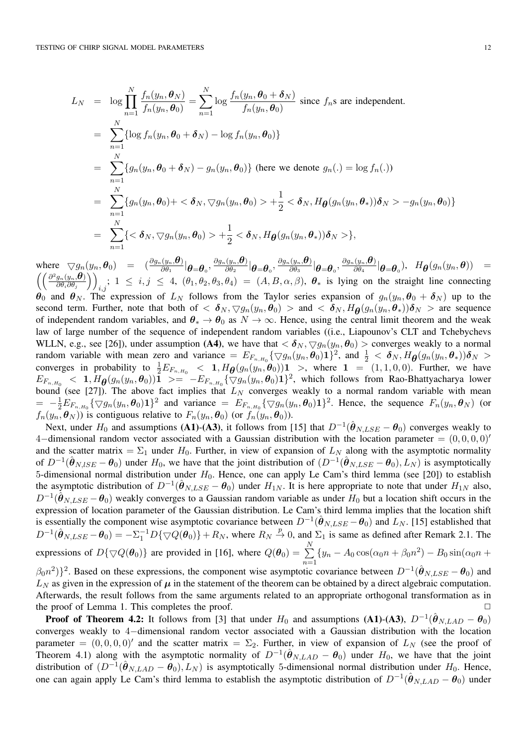$$
\begin{aligned}
L_N &= \log \prod_{n=1}^{N} \frac{f_n(y_n, \boldsymbol{\theta}_N)}{f_n(y_n, \boldsymbol{\theta}_0)} = \sum_{n=1}^{N} \log \frac{f_n(y_n, \boldsymbol{\theta}_0 + \boldsymbol{\delta}_N)}{f_n(y_n, \boldsymbol{\theta}_0)} \text{ since } f_n\text{s are independent.} \\
&= \sum_{n=1}^{N} \{\log f_n(y_n, \boldsymbol{\theta}_0 + \boldsymbol{\delta}_N) - \log f_n(y_n, \boldsymbol{\theta}_0)\} \\
&= \sum_{n=1}^{N} \{g_n(y_n, \boldsymbol{\theta}_0 + \boldsymbol{\delta}_N) - g_n(y_n, \boldsymbol{\theta}_0)\} \text{ (here we denote } g_n(.) = \log f_n(.)) \\
&= \sum_{n=1}^{N} \{g_n(y_n, \boldsymbol{\theta}_0) + < \boldsymbol{\delta}_N, \bigtriangledown g_n(y_n, \boldsymbol{\theta}_0) > + \frac{1}{2} < \boldsymbol{\delta}_N, H_{\boldsymbol{\theta}}(g_n(y_n, \boldsymbol{\theta}_*))\boldsymbol{\delta}_N > - g_n(y_n, \boldsymbol{\theta}_0)\} \\
&= \sum_{n=1}^{N} \{< \boldsymbol{\delta}_N, \bigtriangledown g_n(y_n, \boldsymbol{\theta}_0) > + \frac{1}{2} < \boldsymbol{\delta}_N, H_{\boldsymbol{\theta}}(g_n(y_n, \boldsymbol{\theta}_*))\boldsymbol{\delta}_N >\},
\end{aligned}
$$

where $\bigtriangledown g_n(y_n, \boldsymbol{\theta}_0) = \left(\frac{\partial g_n(y_n, \boldsymbol{\theta})}{\partial \theta_1}|_{\boldsymbol{\theta}=\boldsymbol{\theta}_0}, \frac{\partial g_n(y_n, \boldsymbol{\theta})}{\partial \theta_2}|_{\boldsymbol{\theta}=\boldsymbol{\theta}_0}, \frac{\partial g_n(y_n, \boldsymbol{\theta})}{\partial \theta_3}|_{\boldsymbol{\theta}=\boldsymbol{\theta}_0}, \frac{\partial g_n(y_n, \boldsymbol{\theta})}{\partial \theta_4}|_{\boldsymbol{\theta}=\boldsymbol{\theta}_0}\right)$, $H_{\boldsymbol{\theta}}(g_n(y_n, \boldsymbol{\theta})) = \left(\left(\frac{\partial^2 g_n(y_n, \boldsymbol{\theta})}{\partial \theta_i \partial \theta_j}\right)\right)_{i,j}$; $1 \leq i, j \leq 4$, $(\theta_1, \theta_2, \theta_3, \theta_4) = (A, B, \alpha, \beta)$, $\boldsymbol{\theta}_*$ is lying on the straight line connecting $\boldsymbol{\theta}_0$ and $\boldsymbol{\theta}_N$. The expression of $L_N$ follows from the Taylor series expansion of $g_n(y_n, \boldsymbol{\theta}_0 + \boldsymbol{\delta}_N)$ up to the second term. Further, note that both of $< \boldsymbol{\delta}_N, \bigtriangledown g_n(y_n, \boldsymbol{\theta}_0) >$ and $< \boldsymbol{\delta}_N, H_{\boldsymbol{\theta}}(g_n(y_n, \boldsymbol{\theta}_*))\boldsymbol{\delta}_N >$ are sequence of independent random variables, and $\boldsymbol{\theta}_* \to \boldsymbol{\theta}_0$ as $N \to \infty$. Hence, using the central limit theorem and the weak law of large number of the sequence of independent random variables ((i.e., Liapounov's CLT and Tchebychevs WLLN, e.g., see [26]), under assumption **(A4)**, we have that $< \boldsymbol{\delta}_N, \bigtriangledown g_n(y_n, \boldsymbol{\theta}_0) >$ converges weakly to a normal random variable with mean zero and variance $= E_{F_{n,H_0}}\{\bigtriangledown g_n(y_n, \boldsymbol{\theta}_0)\mathbf{1}\}^2$, and $\frac{1}{2} < \boldsymbol{\delta}_N, H_{\boldsymbol{\theta}}(g_n(y_n, \boldsymbol{\theta}_*))\boldsymbol{\delta}_N >$ converges in probability to $\frac{1}{2}E_{F_{n,H_0}} < \mathbf{1}, H_{\boldsymbol{\theta}}(g_n(y_n, \boldsymbol{\theta}_0))\mathbf{1} >$, where $\mathbf{1} = (1, 1, 0, 0)$. Further, we have $E_{F_{n,H_0}} < \mathbf{1}, H_{\boldsymbol{\theta}}(g_n(y_n, \boldsymbol{\theta}_0))\mathbf{1} > = -E_{F_{n,H_0}}\{\bigtriangledown g_n(y_n, \boldsymbol{\theta}_0)\mathbf{1}\}^2$, which follows from Rao-Bhattyacharya lower bound (see [27]). The above fact implies that $L_N$ converges weakly to a normal random variable with mean $= -\frac{1}{2}E_{F_{n,H_0}}\{\bigtriangledown g_n(y_n, \boldsymbol{\theta}_0)\mathbf{1}\}^2$ and variance $= E_{F_{n,H_0}}\{\bigtriangledown g_n(y_n, \boldsymbol{\theta}_0)\mathbf{1}\}^2$. Hence, the sequence $F_n(y_n, \boldsymbol{\theta}_N)$ (or $f_n(y_n, \boldsymbol{\theta}_N)$) is contiguous relative to $F_n(y_n, \boldsymbol{\theta}_0)$ (or $f_n(y_n, \boldsymbol{\theta}_0)$).

Next, under $H_0$ and assumptions **(A1)**-**(A3)**, it follows from [15] that $D^{-1}(\hat{\boldsymbol{\theta}}_{N,LSE} - \boldsymbol{\theta}_0)$ converges weakly to 4−dimensional random vector associated with a Gaussian distribution with the location parameter $= (0, 0, 0, 0)'$ and the scatter matrix $= \Sigma_1$ under $H_0$. Further, in view of expansion of $L_N$ along with the asymptotic normality of $D^{-1}(\hat{\boldsymbol{\theta}}_{N,lSE} - \boldsymbol{\theta}_0)$ under $H_0$, we have that the joint distribution of $(D^{-1}(\hat{\boldsymbol{\theta}}_{N,LSE} - \boldsymbol{\theta}_0), L_N)$ is asymptotically 5-dimensional normal distribution under $H_0$. Hence, one can apply Le Cam's third lemma (see [20]) to establish the asymptotic distribution of $D^{-1}(\hat{\boldsymbol{\theta}}_{N,LSE} - \boldsymbol{\theta}_0)$ under $H_{1N}$. It is here appropriate to note that under $H_{1N}$ also, $D^{-1}(\hat{\boldsymbol{\theta}}_{N,LSE} - \boldsymbol{\theta}_0)$ weakly converges to a Gaussian random variable as under $H_0$ but a location shift occurs in the expression of location parameter of the Gaussian distribution. Le Cam's third lemma implies that the location shift is essentially the component wise asymptotic covariance between $D^{-1}(\hat{\boldsymbol{\theta}}_{N,LSE} - \boldsymbol{\theta}_0)$ and $L_N$. [15] established that $D^{-1}(\hat{\boldsymbol{\theta}}_{N,LSE} - \boldsymbol{\theta}_0) = -\Sigma_1^{-1}D\{\bigtriangledown Q(\boldsymbol{\theta}_0)\} + R_N$, where $R_N \xrightarrow{p} 0$, and $\Sigma_1$ is same as defined after Remark 2.1. The expressions of $D\{\bigtriangledown Q(\boldsymbol{\theta}_0)\}$ are provided in [16], where $Q(\boldsymbol{\theta}_0) = \sum_{n=1}^{N}\{y_n - A_0\cos(\alpha_0 n + \beta_0 n^2) - B_0\sin(\alpha_0 n + \beta_0 n^2)\}^2$. Based on these expressions, the component wise asymptotic covariance between $D^{-1}(\hat{\boldsymbol{\theta}}_{N,LSE} - \boldsymbol{\theta}_0)$ and $L_N$ as given in the expression of $\boldsymbol{\mu}$ in the statement of the theorem can be obtained by a direct algebraic computation. Afterwards, the result follows from the same arguments related to an appropriate orthogonal transformation as in the proof of Lemma 1. This completes the proof. □

**Proof of Theorem 4.2:** It follows from [3] that under $H_0$ and assumptions **(A1)**-**(A3)**, $D^{-1}(\hat{\boldsymbol{\theta}}_{N,LAD} - \boldsymbol{\theta}_0)$ converges weakly to 4−dimensional random vector associated with a Gaussian distribution with the location parameter $= (0, 0, 0, 0)'$ and the scatter matrix $= \Sigma_2$. Further, in view of expansion of $L_N$ (see the proof of Theorem 4.1) along with the asymptotic normality of $D^{-1}(\hat{\boldsymbol{\theta}}_{N,LAD} - \boldsymbol{\theta}_0)$ under $H_0$, we have that the joint distribution of $(D^{-1}(\hat{\boldsymbol{\theta}}_{N,LAD} - \boldsymbol{\theta}_0), L_N)$ is asymptotically 5-dimensional normal distribution under $H_0$. Hence, one can again apply Le Cam's third lemma to establish the asymptotic distribution of $D^{-1}(\hat{\boldsymbol{\theta}}_{N,LAD} - \boldsymbol{\theta}_0)$ under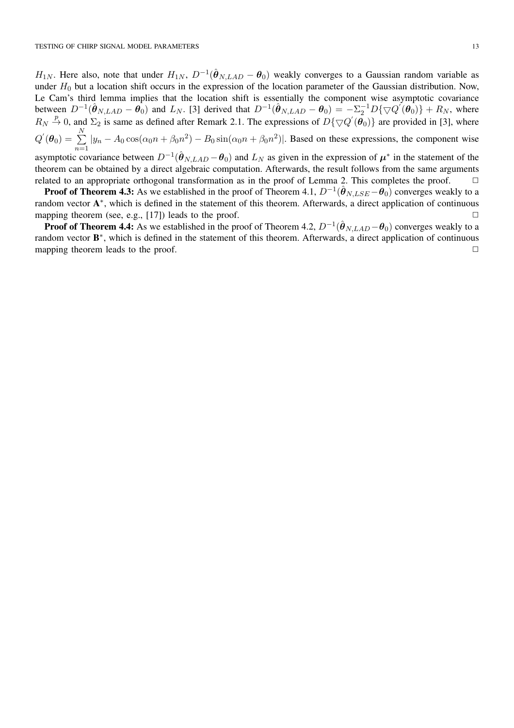$H_{1N}$. Here also, note that under $H_{1N}$, $D^{-1}(\hat{\boldsymbol{\theta}}_{N,LAD} - \boldsymbol{\theta}_0)$ weakly converges to a Gaussian random variable as under $H_0$ but a location shift occurs in the expression of the location parameter of the Gaussian distribution. Now, Le Cam's third lemma implies that the location shift is essentially the component wise asymptotic covariance between $D^{-1}(\hat{\boldsymbol{\theta}}_{N,LAD} - \boldsymbol{\theta}_0)$ and $L_N$. [3] derived that $D^{-1}(\hat{\boldsymbol{\theta}}_{N,LAD} - \boldsymbol{\theta}_0) = -\Sigma_2^{-1} D\{\bigtriangledown Q^{'}(\boldsymbol{\theta}_0)\} + R_N$, where $R_N \xrightarrow{p} 0$, and $\Sigma_2$ is same as defined after Remark 2.1. The expressions of $D\{\bigtriangledown Q^{'}(\boldsymbol{\theta}_0)\}$ are provided in [3], where $Q^{'}(\boldsymbol{\theta}_0) = \sum\limits_{n=1}^{N} |y_n - A_0 \cos(\alpha_0 n + \beta_0 n^2) - B_0 \sin(\alpha_0 n + \beta_0 n^2)|$. Based on these expressions, the component wise asymptotic covariance between $D^{-1}(\hat{\boldsymbol{\theta}}_{N,LAD} - \boldsymbol{\theta}_0)$ and $L_N$ as given in the expression of $\boldsymbol{\mu}^*$ in the statement of the theorem can be obtained by a direct algebraic computation. Afterwards, the result follows from the same arguments related to an appropriate orthogonal transformation as in the proof of Lemma 2. This completes the proof. □

**Proof of Theorem 4.3:** As we established in the proof of Theorem 4.1, $D^{-1}(\hat{\boldsymbol{\theta}}_{N,LSE} - \boldsymbol{\theta}_0)$ converges weakly to a random vector $\mathbf{A}^*$, which is defined in the statement of this theorem. Afterwards, a direct application of continuous mapping theorem (see, e.g., [17]) leads to the proof. □

**Proof of Theorem 4.4:** As we established in the proof of Theorem 4.2, $D^{-1}(\hat{\boldsymbol{\theta}}_{N,LAD} - \boldsymbol{\theta}_0)$ converges weakly to a random vector $\mathbf{B}^*$, which is defined in the statement of this theorem. Afterwards, a direct application of continuous mapping theorem leads to the proof. □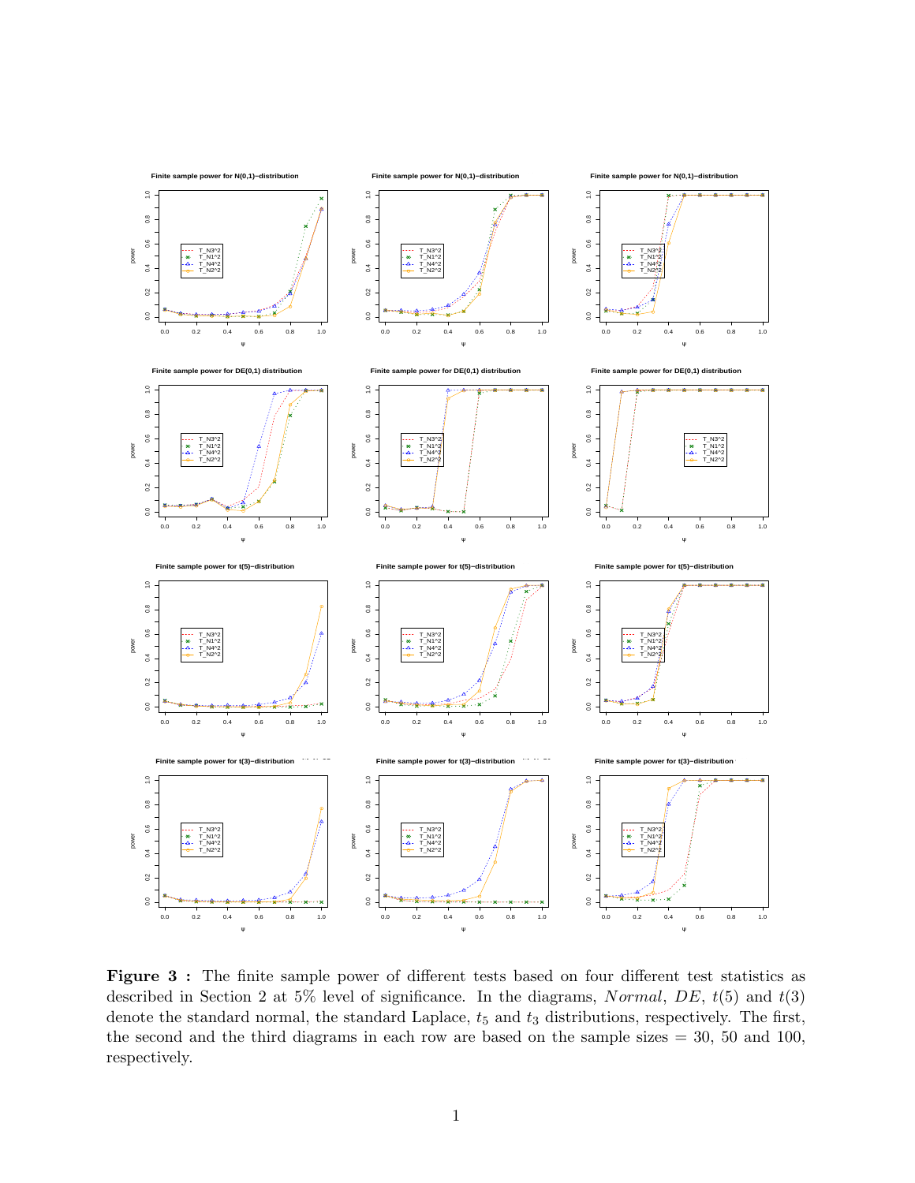**Figure 3 :** The finite sample power of different tests based on four different test statistics as described in Section 2 at 5% level of significance. In the diagrams, *Normal*, *DE*, $t(5)$ and $t(3)$ denote the standard normal, the standard Laplace, $t_5$ and $t_3$ distributions, respectively. The first, the second and the third diagrams in each row are based on the sample sizes = 30, 50 and 100, respectively.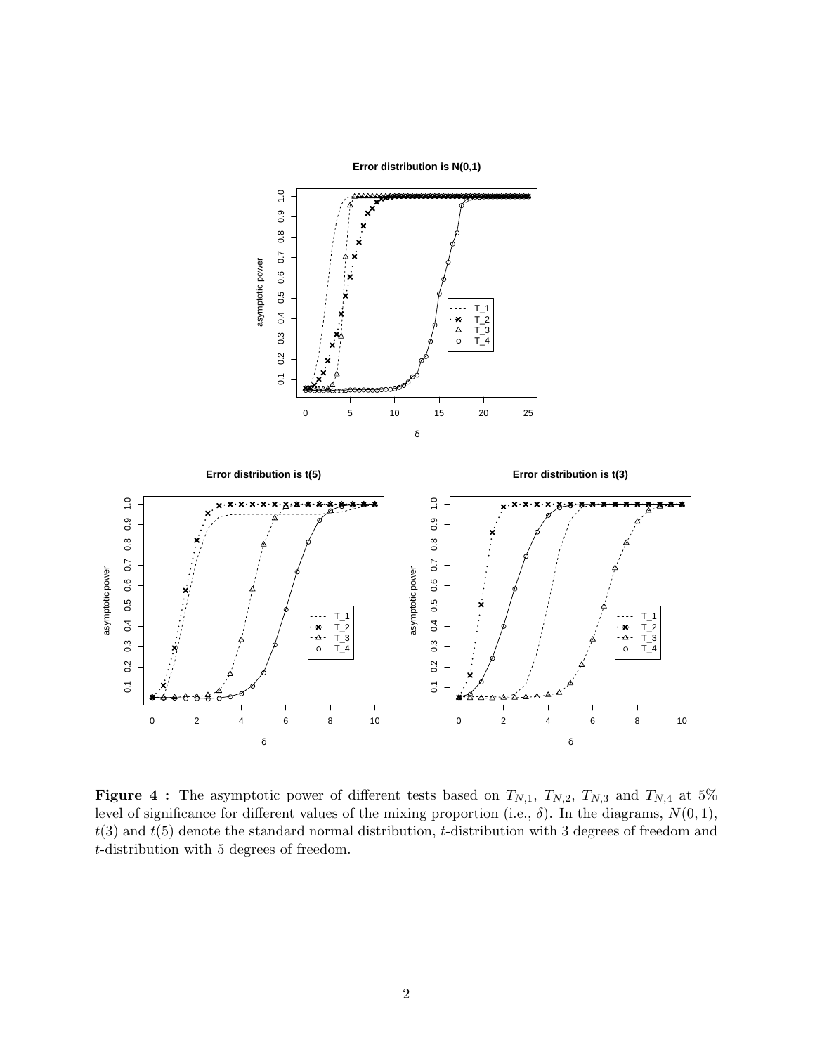**Figure 4 :** The asymptotic power of different tests based on $T_{N,1}$, $T_{N,2}$, $T_{N,3}$ and $T_{N,4}$ at 5% level of significance for different values of the mixing proportion (i.e., $\delta$). In the diagrams, $N(0,1)$, $t(3)$ and $t(5)$ denote the standard normal distribution, $t$-distribution with 3 degrees of freedom and $t$-distribution with 5 degrees of freedom.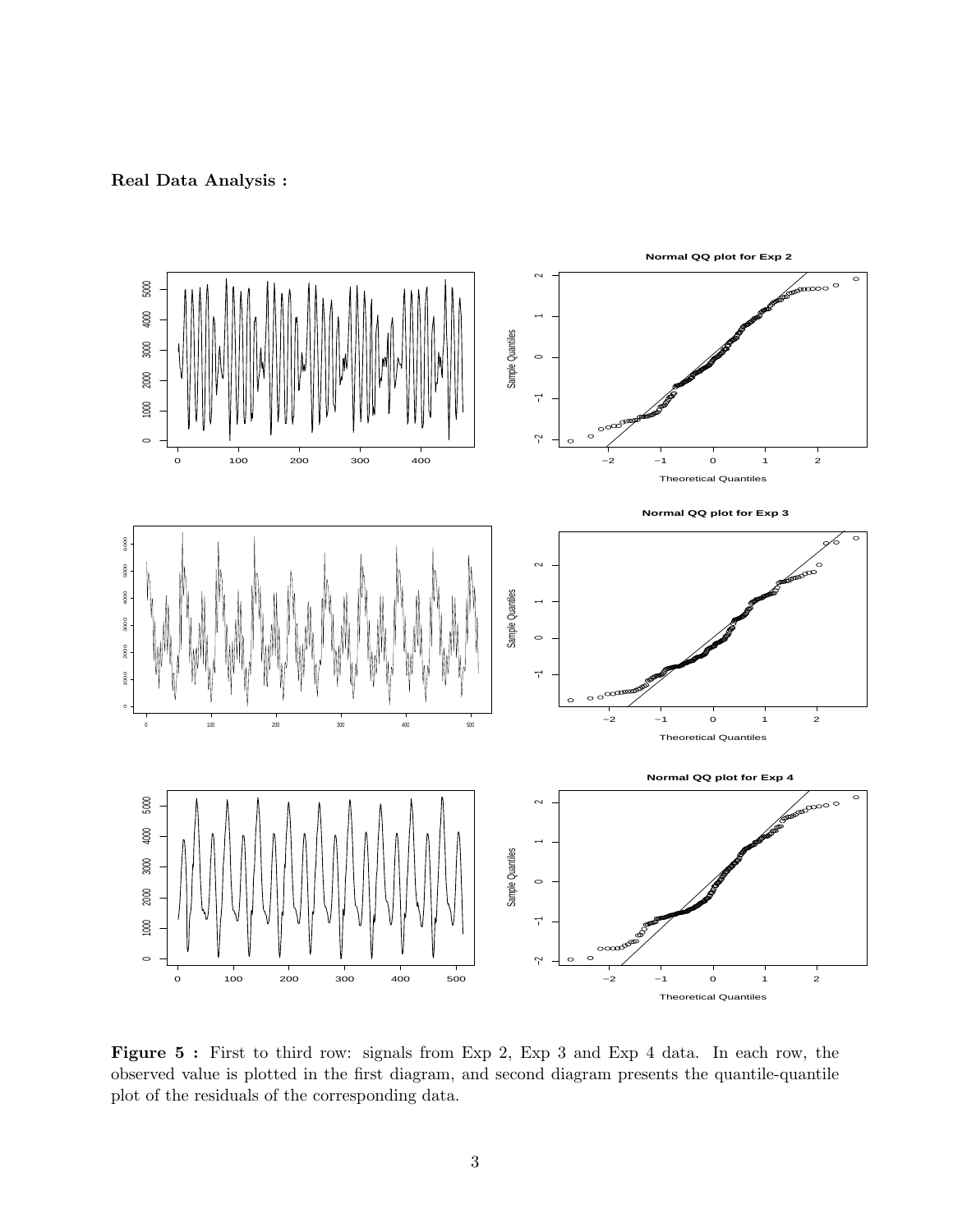**Real Data Analysis :**

**Figure 5 :** First to third row: signals from Exp 2, Exp 3 and Exp 4 data. In each row, the observed value is plotted in the first diagram, and second diagram presents the quantile-quantile plot of the residuals of the corresponding data.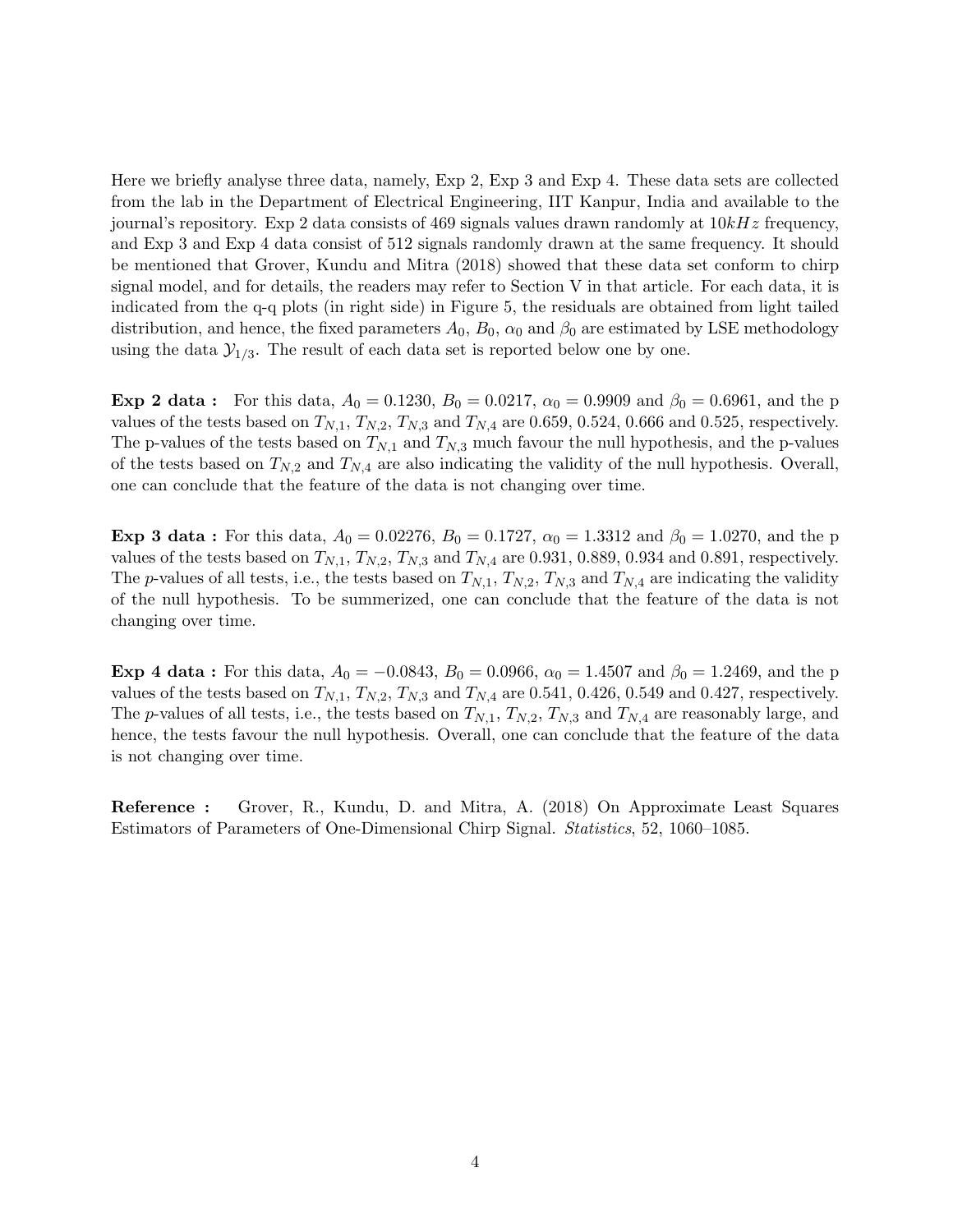Here we briefly analyse three data, namely, Exp 2, Exp 3 and Exp 4. These data sets are collected from the lab in the Department of Electrical Engineering, IIT Kanpur, India and available to the journal's repository. Exp 2 data consists of 469 signals values drawn randomly at $10kHz$ frequency, and Exp 3 and Exp 4 data consist of 512 signals randomly drawn at the same frequency. It should be mentioned that Grover, Kundu and Mitra (2018) showed that these data set conform to chirp signal model, and for details, the readers may refer to Section V in that article. For each data, it is indicated from the q-q plots (in right side) in Figure 5, the residuals are obtained from light tailed distribution, and hence, the fixed parameters $A_0$, $B_0$, $\alpha_0$ and $\beta_0$ are estimated by LSE methodology using the data $\mathcal{Y}_{1/3}$. The result of each data set is reported below one by one.

**Exp 2 data :** For this data, $A_0 = 0.1230$, $B_0 = 0.0217$, $\alpha_0 = 0.9909$ and $\beta_0 = 0.6961$, and the p values of the tests based on $T_{N,1}$, $T_{N,2}$, $T_{N,3}$ and $T_{N,4}$ are 0.659, 0.524, 0.666 and 0.525, respectively. The p-values of the tests based on $T_{N,1}$ and $T_{N,3}$ much favour the null hypothesis, and the p-values of the tests based on $T_{N,2}$ and $T_{N,4}$ are also indicating the validity of the null hypothesis. Overall, one can conclude that the feature of the data is not changing over time.

**Exp 3 data :** For this data, $A_0 = 0.02276$, $B_0 = 0.1727$, $\alpha_0 = 1.3312$ and $\beta_0 = 1.0270$, and the p values of the tests based on $T_{N,1}$, $T_{N,2}$, $T_{N,3}$ and $T_{N,4}$ are 0.931, 0.889, 0.934 and 0.891, respectively. The $p$-values of all tests, i.e., the tests based on $T_{N,1}$, $T_{N,2}$, $T_{N,3}$ and $T_{N,4}$ are indicating the validity of the null hypothesis. To be summerized, one can conclude that the feature of the data is not changing over time.

**Exp 4 data :** For this data, $A_0 = -0.0843$, $B_0 = 0.0966$, $\alpha_0 = 1.4507$ and $\beta_0 = 1.2469$, and the p values of the tests based on $T_{N,1}$, $T_{N,2}$, $T_{N,3}$ and $T_{N,4}$ are 0.541, 0.426, 0.549 and 0.427, respectively. The $p$-values of all tests, i.e., the tests based on $T_{N,1}$, $T_{N,2}$, $T_{N,3}$ and $T_{N,4}$ are reasonably large, and hence, the tests favour the null hypothesis. Overall, one can conclude that the feature of the data is not changing over time.

**Reference :** Grover, R., Kundu, D. and Mitra, A. (2018) On Approximate Least Squares Estimators of Parameters of One-Dimensional Chirp Signal. *Statistics*, 52, 1060–1085.